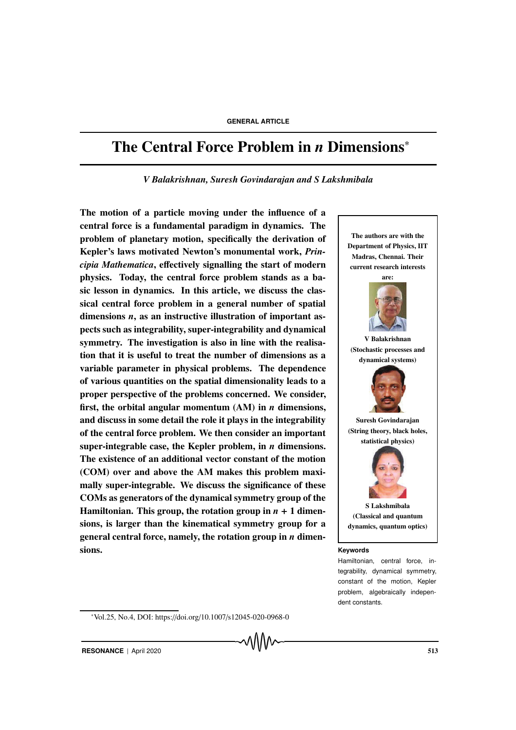GENERAL ARTICLE

# The Central Force Problem in *n* Dimensions*

*V Balakrishnan, Suresh Govindarajan and S Lakshmibala*

**The motion of a particle moving under the influence of a central force is a fundamental paradigm in dynamics. The problem of planetary motion, specifically the derivation of Kepler's laws motivated Newton's monumental work, *Principia Mathematica*, effectively signalling the start of modern physics. Today, the central force problem stands as a basic lesson in dynamics. In this article, we discuss the classical central force problem in a general number of spatial dimensions *n*, as an instructive illustration of important aspects such as integrability, super-integrability and dynamical symmetry. The investigation is also in line with the realisation that it is useful to treat the number of dimensions as a variable parameter in physical problems. The dependence of various quantities on the spatial dimensionality leads to a proper perspective of the problems concerned. We consider, first, the orbital angular momentum (AM) in *n* dimensions, and discuss in some detail the role it plays in the integrability of the central force problem. We then consider an important super-integrable case, the Kepler problem, in *n* dimensions. The existence of an additional vector constant of the motion (COM) over and above the AM makes this problem maximally super-integrable. We discuss the significance of these COMs as generators of the dynamical symmetry group of the Hamiltonian. This group, the rotation group in *n* + 1 dimensions, is larger than the kinematical symmetry group for a general central force, namely, the rotation group in *n* dimensions.**

**The authors are with the Department of Physics, IIT Madras, Chennai. Their current research interests are:**

**V Balakrishnan (Stochastic processes and dynamical systems)**

**Suresh Govindarajan (String theory, black holes, statistical physics)**

**S Lakshmibala (Classical and quantum dynamics, quantum optics)**

**Keywords**

Hamiltonian, central force, integrability, dynamical symmetry, constant of the motion, Kepler problem, algebraically independent constants.

*Vol.25, No.4, DOI: https://doi.org/10.1007/s12045-020-0968-0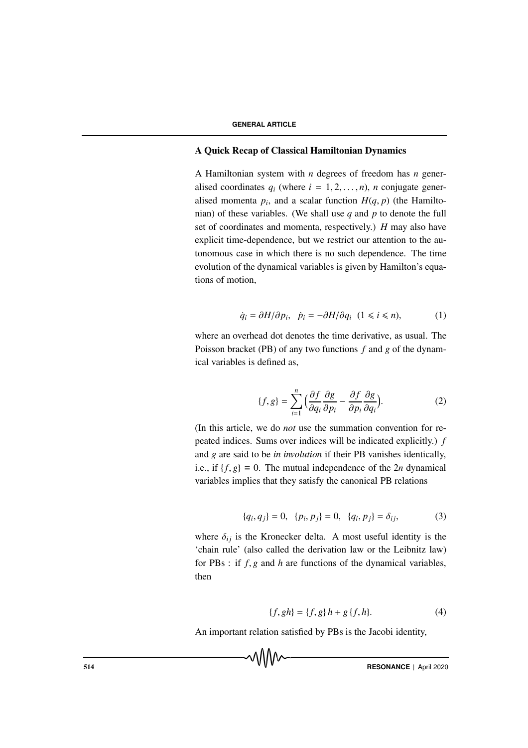### A Quick Recap of Classical Hamiltonian Dynamics

A Hamiltonian system with $n$ degrees of freedom has $n$ generalised coordinates $q_i$ (where $i = 1, 2, \ldots, n$), $n$ conjugate generalised momenta $p_i$, and a scalar function $H(q, p)$ (the Hamiltonian) of these variables. (We shall use $q$ and $p$ to denote the full set of coordinates and momenta, respectively.) $H$ may also have explicit time-dependence, but we restrict our attention to the autonomous case in which there is no such dependence. The time evolution of the dynamical variables is given by Hamilton's equations of motion,

$$\dot{q}_i = \partial H/\partial p_i, \quad \dot{p}_i = -\partial H/\partial q_i \quad (1 \leqslant i \leqslant n), \tag{1}$$

where an overhead dot denotes the time derivative, as usual. The Poisson bracket (PB) of any two functions $f$ and $g$ of the dynamical variables is defined as,

$$\{f, g\} = \sum_{i=1}^{n} \Big(\frac{\partial f}{\partial q_i}\frac{\partial g}{\partial p_i} - \frac{\partial f}{\partial p_i}\frac{\partial g}{\partial q_i}\Big). \tag{2}$$

(In this article, we do *not* use the summation convention for repeated indices. Sums over indices will be indicated explicitly.) $f$ and $g$ are said to be *in involution* if their PB vanishes identically, i.e., if $\{f, g\} \equiv 0$. The mutual independence of the $2n$ dynamical variables implies that they satisfy the canonical PB relations

$$\{q_i, q_j\} = 0, \quad \{p_i, p_j\} = 0, \quad \{q_i, p_j\} = \delta_{ij}, \tag{3}$$

where $\delta_{ij}$ is the Kronecker delta. A most useful identity is the 'chain rule' (also called the derivation law or the Leibnitz law) for PBs : if $f, g$ and $h$ are functions of the dynamical variables, then

$$\{f, gh\} = \{f, g\}\, h + g\, \{f, h\}. \tag{4}$$

An important relation satisfied by PBs is the Jacobi identity,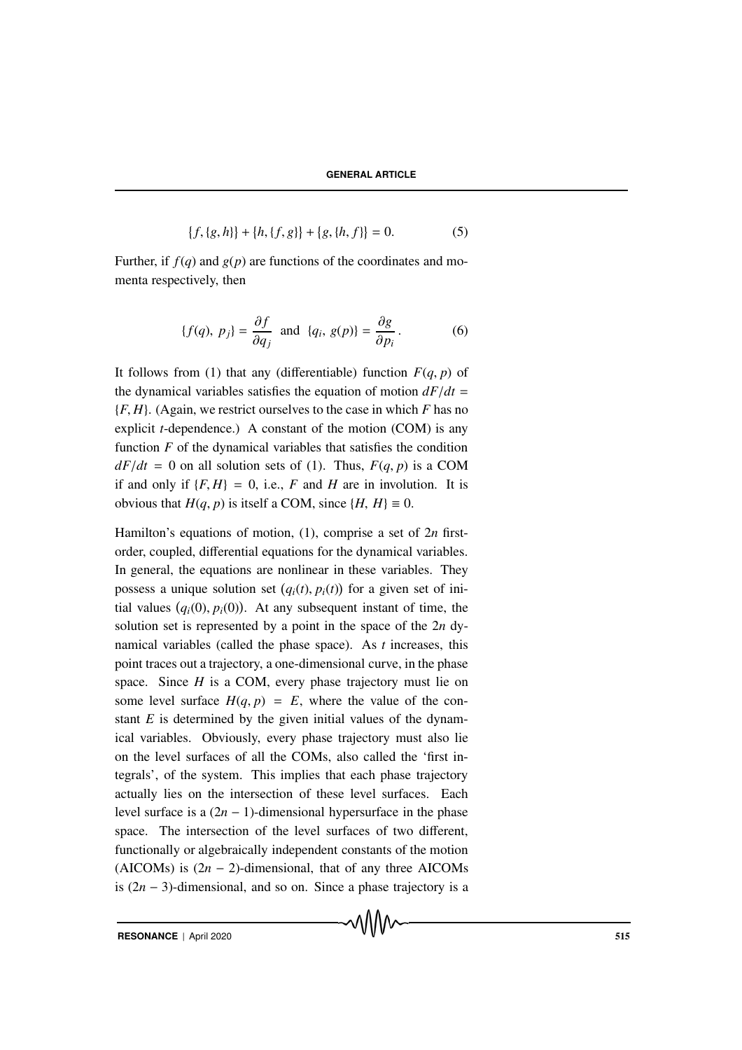$$\{f, \{g, h\}\} + \{h, \{f, g\}\} + \{g, \{h, f\}\} = 0. \tag{5}$$

Further, if $f(q)$ and $g(p)$ are functions of the coordinates and momenta respectively, then

$$\{f(q),\ p_j\} = \frac{\partial f}{\partial q_j} \quad \text{and} \quad \{q_i,\ g(p)\} = \frac{\partial g}{\partial p_i}\,. \tag{6}$$

It follows from (1) that any (differentiable) function $F(q, p)$ of the dynamical variables satisfies the equation of motion $dF/dt = \{F, H\}$. (Again, we restrict ourselves to the case in which $F$ has no explicit $t$-dependence.) A constant of the motion (COM) is any function $F$ of the dynamical variables that satisfies the condition $dF/dt = 0$ on all solution sets of (1). Thus, $F(q, p)$ is a COM if and only if $\{F, H\} = 0$, i.e., $F$ and $H$ are in involution. It is obvious that $H(q, p)$ is itself a COM, since $\{H,\ H\} \equiv 0$.

Hamilton's equations of motion, (1), comprise a set of $2n$ first-order, coupled, differential equations for the dynamical variables. In general, the equations are nonlinear in these variables. They possess a unique solution set $(q_i(t), p_i(t))$ for a given set of initial values $(q_i(0), p_i(0))$. At any subsequent instant of time, the solution set is represented by a point in the space of the $2n$ dynamical variables (called the phase space). As $t$ increases, this point traces out a trajectory, a one-dimensional curve, in the phase space. Since $H$ is a COM, every phase trajectory must lie on some level surface $H(q, p) = E$, where the value of the constant $E$ is determined by the given initial values of the dynamical variables. Obviously, every phase trajectory must also lie on the level surfaces of all the COMs, also called the 'first integrals', of the system. This implies that each phase trajectory actually lies on the intersection of these level surfaces. Each level surface is a $(2n - 1)$-dimensional hypersurface in the phase space. The intersection of the level surfaces of two different, functionally or algebraically independent constants of the motion (AICOMs) is $(2n - 2)$-dimensional, that of any three AICOMs is $(2n - 3)$-dimensional, and so on. Since a phase trajectory is a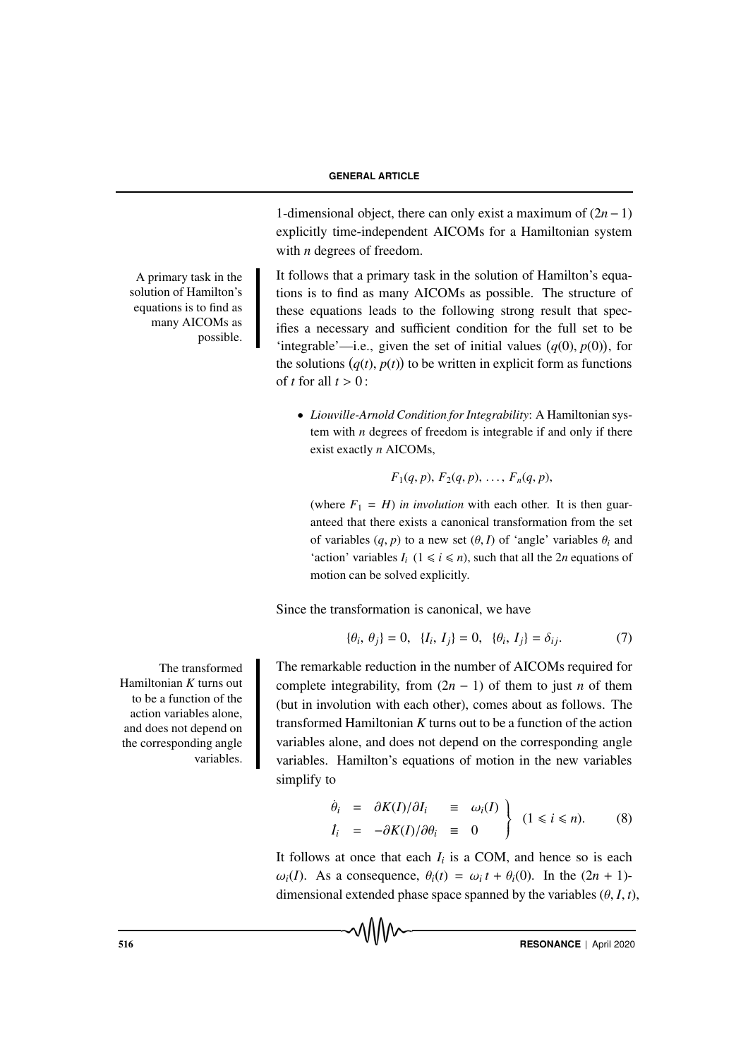1-dimensional object, there can only exist a maximum of $(2n-1)$ explicitly time-independent AICOMs for a Hamiltonian system with $n$ degrees of freedom.

A primary task in the solution of Hamilton's equations is to find as many AICOMs as possible.

It follows that a primary task in the solution of Hamilton's equations is to find as many AICOMs as possible. The structure of these equations leads to the following strong result that specifies a necessary and sufficient condition for the full set to be 'integrable'—i.e., given the set of initial values $(q(0), p(0))$, for the solutions $(q(t), p(t))$ to be written in explicit form as functions of $t$ for all $t > 0$ :

- *Liouville-Arnold Condition for Integrability*: A Hamiltonian system with $n$ degrees of freedom is integrable if and only if there exist exactly $n$ AICOMs,

$$F_1(q, p),\ F_2(q, p),\ \ldots,\ F_n(q, p),$$

(where $F_1 = H$) *in involution* with each other. It is then guaranteed that there exists a canonical transformation from the set of variables $(q, p)$ to a new set $(\theta, I)$ of 'angle' variables $\theta_i$ and 'action' variables $I_i$ $(1 \leqslant i \leqslant n)$, such that all the $2n$ equations of motion can be solved explicitly.

Since the transformation is canonical, we have

$$\{\theta_i,\ \theta_j\} = 0,\ \ \{I_i,\ I_j\} = 0,\ \ \{\theta_i,\ I_j\} = \delta_{ij}. \tag{7}$$

The transformed Hamiltonian $K$ turns out to be a function of the action variables alone, and does not depend on the corresponding angle variables.

The remarkable reduction in the number of AICOMs required for complete integrability, from $(2n-1)$ of them to just $n$ of them (but in involution with each other), comes about as follows. The transformed Hamiltonian $K$ turns out to be a function of the action variables alone, and does not depend on the corresponding angle variables. Hamilton's equations of motion in the new variables simplify to

$$\left.\begin{array}{rcccl} \dot{\theta}_i & = & \partial K(I)/\partial I_i & \equiv & \omega_i(I) \\ \dot{I}_i & = & -\partial K(I)/\partial \theta_i & \equiv & 0 \end{array}\right\} \quad (1 \leqslant i \leqslant n). \tag{8}$$

It follows at once that each $I_i$ is a COM, and hence so is each $\omega_i(I)$. As a consequence, $\theta_i(t) = \omega_i\, t + \theta_i(0)$. In the $(2n+1)$-dimensional extended phase space spanned by the variables $(\theta, I, t)$,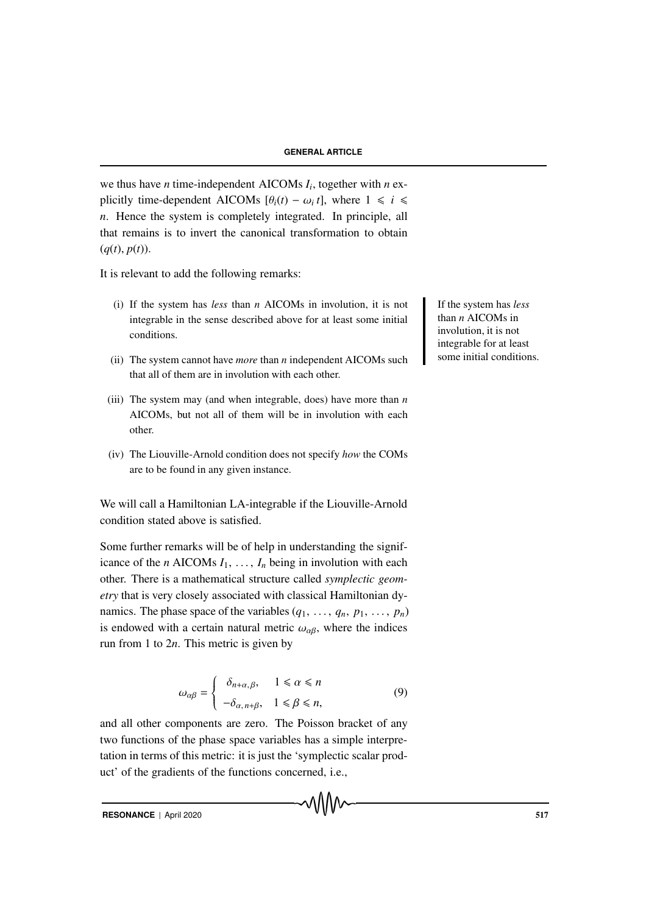we thus have $n$ time-independent AICOMs $I_i$, together with $n$ explicitly time-dependent AICOMs $[\theta_i(t) - \omega_i t]$, where $1 \leqslant i \leqslant n$. Hence the system is completely integrated. In principle, all that remains is to invert the canonical transformation to obtain $(q(t), p(t))$.

It is relevant to add the following remarks:

(i) If the system has *less* than $n$ AICOMs in involution, it is not integrable in the sense described above for at least some initial conditions.

(ii) The system cannot have *more* than $n$ independent AICOMs such that all of them are in involution with each other.

(iii) The system may (and when integrable, does) have more than $n$ AICOMs, but not all of them will be in involution with each other.

(iv) The Liouville-Arnold condition does not specify *how* the COMs are to be found in any given instance.

If the system has *less* than $n$ AICOMs in involution, it is not integrable for at least some initial conditions.

We will call a Hamiltonian LA-integrable if the Liouville-Arnold condition stated above is satisfied.

Some further remarks will be of help in understanding the significance of the $n$ AICOMs $I_1, \ldots, I_n$ being in involution with each other. There is a mathematical structure called *symplectic geometry* that is very closely associated with classical Hamiltonian dynamics. The phase space of the variables $(q_1, \ldots, q_n, p_1, \ldots, p_n)$ is endowed with a certain natural metric $\omega_{\alpha\beta}$, where the indices run from 1 to $2n$. This metric is given by

$$\omega_{\alpha\beta} = \begin{cases} \delta_{n+\alpha,\beta}, & 1 \leqslant \alpha \leqslant n \\ -\delta_{\alpha,n+\beta}, & 1 \leqslant \beta \leqslant n, \end{cases} \tag{9}$$

and all other components are zero. The Poisson bracket of any two functions of the phase space variables has a simple interpretation in terms of this metric: it is just the 'symplectic scalar product' of the gradients of the functions concerned, i.e.,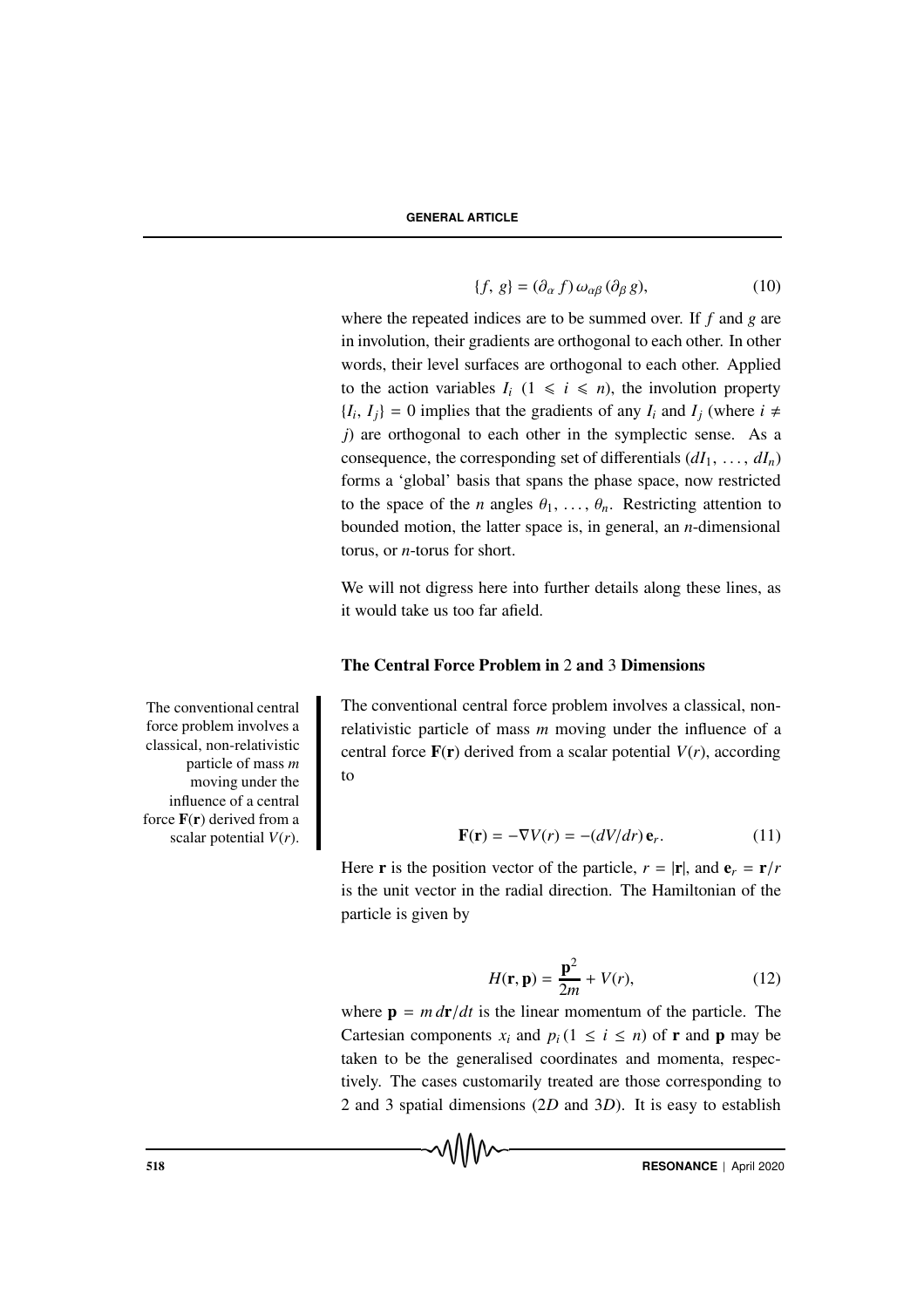$$\{f,\, g\} = (\partial_\alpha\, f)\, \omega_{\alpha\beta}\, (\partial_\beta\, g), \tag{10}$$

where the repeated indices are to be summed over. If $f$ and $g$ are in involution, their gradients are orthogonal to each other. In other words, their level surfaces are orthogonal to each other. Applied to the action variables $I_i$ $(1 \leqslant i \leqslant n)$, the involution property $\{I_i,\, I_j\} = 0$ implies that the gradients of any $I_i$ and $I_j$ (where $i \neq j$) are orthogonal to each other in the symplectic sense. As a consequence, the corresponding set of differentials $(dI_1, \ldots, dI_n)$ forms a 'global' basis that spans the phase space, now restricted to the space of the $n$ angles $\theta_1, \ldots, \theta_n$. Restricting attention to bounded motion, the latter space is, in general, an $n$-dimensional torus, or $n$-torus for short.

We will not digress here into further details along these lines, as it would take us too far afield.

### The Central Force Problem in 2 and 3 Dimensions

The conventional central force problem involves a classical, non-relativistic particle of mass $m$ moving under the influence of a central force $\mathbf{F}(\mathbf{r})$ derived from a scalar potential $V(r)$, according to

$$\mathbf{F}(\mathbf{r}) = -\nabla V(r) = -(dV/dr)\, \mathbf{e}_r. \tag{11}$$

Here $\mathbf{r}$ is the position vector of the particle, $r = |\mathbf{r}|$, and $\mathbf{e}_r = \mathbf{r}/r$ is the unit vector in the radial direction. The Hamiltonian of the particle is given by

$$H(\mathbf{r}, \mathbf{p}) = \frac{\mathbf{p}^2}{2m} + V(r), \tag{12}$$

where $\mathbf{p} = m\, d\mathbf{r}/dt$ is the linear momentum of the particle. The Cartesian components $x_i$ and $p_i\, (1 \leq i \leq n)$ of $\mathbf{r}$ and $\mathbf{p}$ may be taken to be the generalised coordinates and momenta, respectively. The cases customarily treated are those corresponding to 2 and 3 spatial dimensions ($2D$ and $3D$). It is easy to establish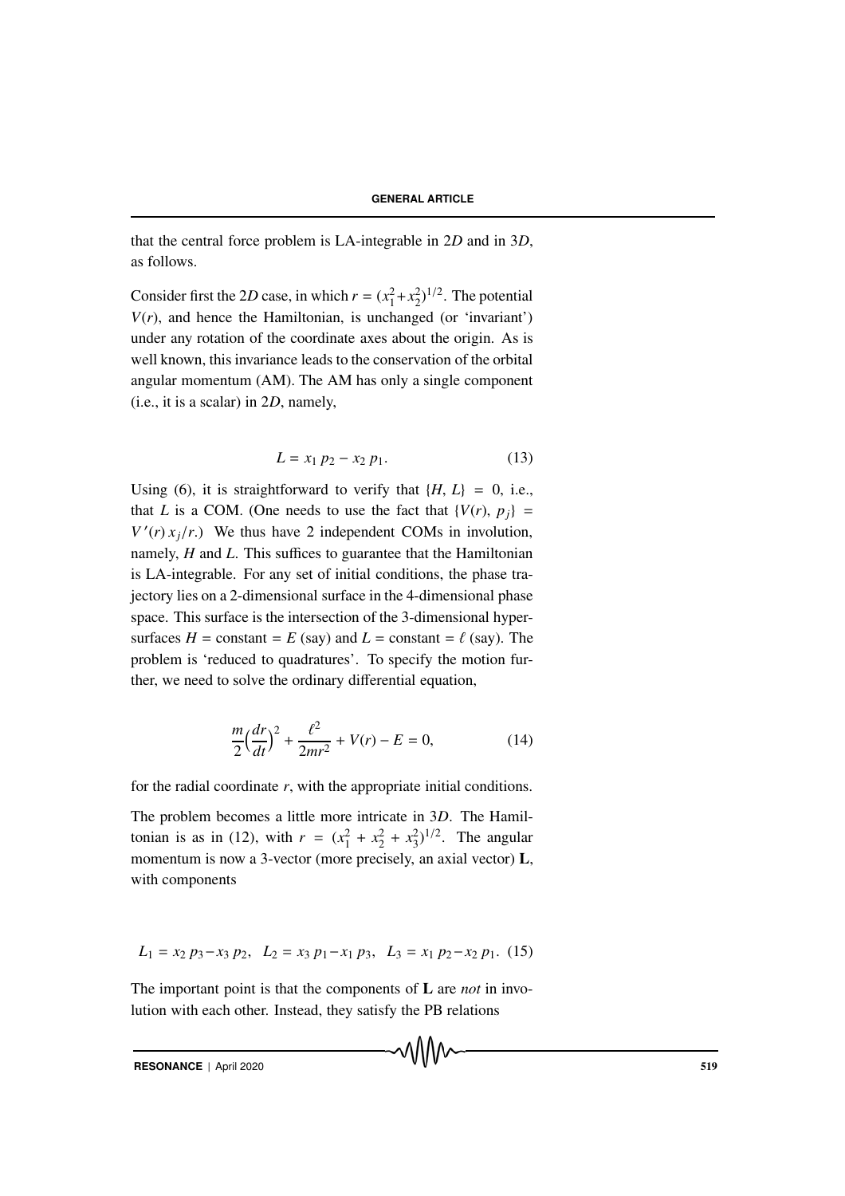that the central force problem is LA-integrable in $2D$ and in $3D$, as follows.

Consider first the $2D$ case, in which $r = (x_1^2 + x_2^2)^{1/2}$. The potential $V(r)$, and hence the Hamiltonian, is unchanged (or 'invariant') under any rotation of the coordinate axes about the origin. As is well known, this invariance leads to the conservation of the orbital angular momentum (AM). The AM has only a single component (i.e., it is a scalar) in $2D$, namely,

$$L = x_1\, p_2 - x_2\, p_1. \tag{13}$$

Using (6), it is straightforward to verify that $\{H, L\} = 0$, i.e., that $L$ is a COM. (One needs to use the fact that $\{V(r), p_j\} = V'(r)\, x_j/r$.) We thus have 2 independent COMs in involution, namely, $H$ and $L$. This suffices to guarantee that the Hamiltonian is LA-integrable. For any set of initial conditions, the phase trajectory lies on a 2-dimensional surface in the 4-dimensional phase space. This surface is the intersection of the 3-dimensional hypersurfaces $H$ = constant = $E$ (say) and $L$ = constant = $\ell$ (say). The problem is 'reduced to quadratures'. To specify the motion further, we need to solve the ordinary differential equation,

$$\frac{m}{2}\Big(\frac{dr}{dt}\Big)^2 + \frac{\ell^2}{2mr^2} + V(r) - E = 0, \tag{14}$$

for the radial coordinate $r$, with the appropriate initial conditions.

The problem becomes a little more intricate in $3D$. The Hamiltonian is as in (12), with $r = (x_1^2 + x_2^2 + x_3^2)^{1/2}$. The angular momentum is now a 3-vector (more precisely, an axial vector) $\mathbf{L}$, with components

$$L_1 = x_2\, p_3 - x_3\, p_2, \quad L_2 = x_3\, p_1 - x_1\, p_3, \quad L_3 = x_1\, p_2 - x_2\, p_1. \tag{15}$$

The important point is that the components of $\mathbf{L}$ are *not* in involution with each other. Instead, they satisfy the PB relations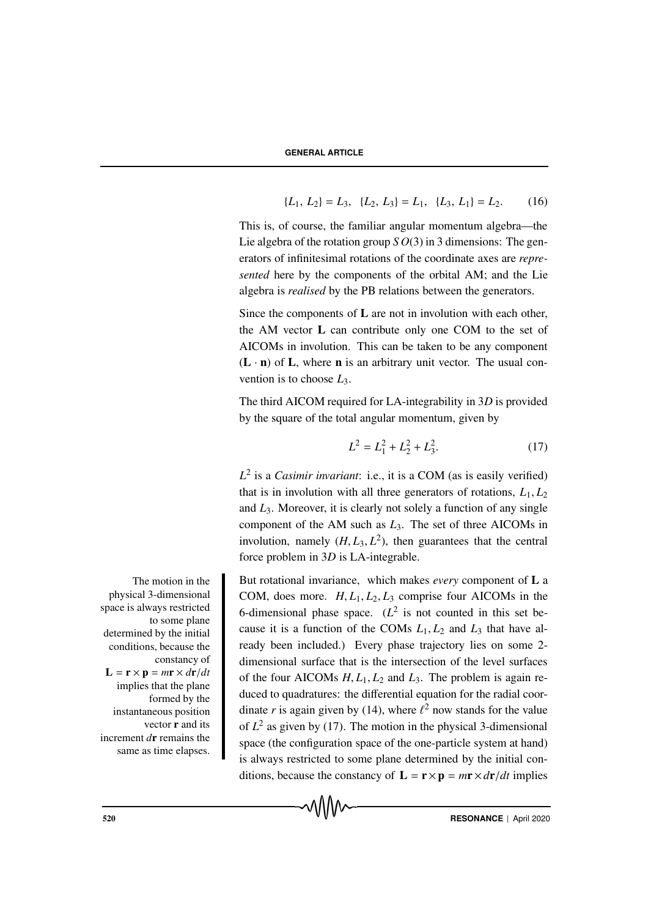$$\{L_1,\, L_2\} = L_3, \quad \{L_2,\, L_3\} = L_1, \quad \{L_3,\, L_1\} = L_2. \tag{16}$$

This is, of course, the familiar angular momentum algebra—the Lie algebra of the rotation group $SO(3)$ in 3 dimensions: The generators of infinitesimal rotations of the coordinate axes are *represented* here by the components of the orbital AM; and the Lie algebra is *realised* by the PB relations between the generators.

Since the components of $\mathbf{L}$ are not in involution with each other, the AM vector $\mathbf{L}$ can contribute only one COM to the set of AICOMs in involution. This can be taken to be any component $(\mathbf{L} \cdot \mathbf{n})$ of $\mathbf{L}$, where $\mathbf{n}$ is an arbitrary unit vector. The usual convention is to choose $L_3$.

The third AICOM required for LA-integrability in $3D$ is provided by the square of the total angular momentum, given by

$$L^2 = L_1^2 + L_2^2 + L_3^2. \tag{17}$$

$L^2$ is a *Casimir invariant*: i.e., it is a COM (as is easily verified) that is in involution with all three generators of rotations, $L_1, L_2$ and $L_3$. Moreover, it is clearly not solely a function of any single component of the AM such as $L_3$. The set of three AICOMs in involution, namely $(H, L_3, L^2)$, then guarantees that the central force problem in $3D$ is LA-integrable.

But rotational invariance, which makes *every* component of $\mathbf{L}$ a COM, does more. $H, L_1, L_2, L_3$ comprise four AICOMs in the 6-dimensional phase space. ($L^2$ is not counted in this set because it is a function of the COMs $L_1, L_2$ and $L_3$ that have already been included.) Every phase trajectory lies on some 2-dimensional surface that is the intersection of the level surfaces of the four AICOMs $H, L_1, L_2$ and $L_3$. The problem is again reduced to quadratures: the differential equation for the radial coordinate $r$ is again given by (14), where $\ell^2$ now stands for the value of $L^2$ as given by (17). The motion in the physical 3-dimensional space (the configuration space of the one-particle system at hand) is always restricted to some plane determined by the initial conditions, because the constancy of $\mathbf{L} = \mathbf{r} \times \mathbf{p} = m\mathbf{r} \times d\mathbf{r}/dt$ implies

The motion in the physical 3-dimensional space is always restricted to some plane determined by the initial conditions, because the constancy of $\mathbf{L} = \mathbf{r} \times \mathbf{p} = m\mathbf{r} \times d\mathbf{r}/dt$ implies that the plane formed by the instantaneous position vector $\mathbf{r}$ and its increment $d\mathbf{r}$ remains the same as time elapses.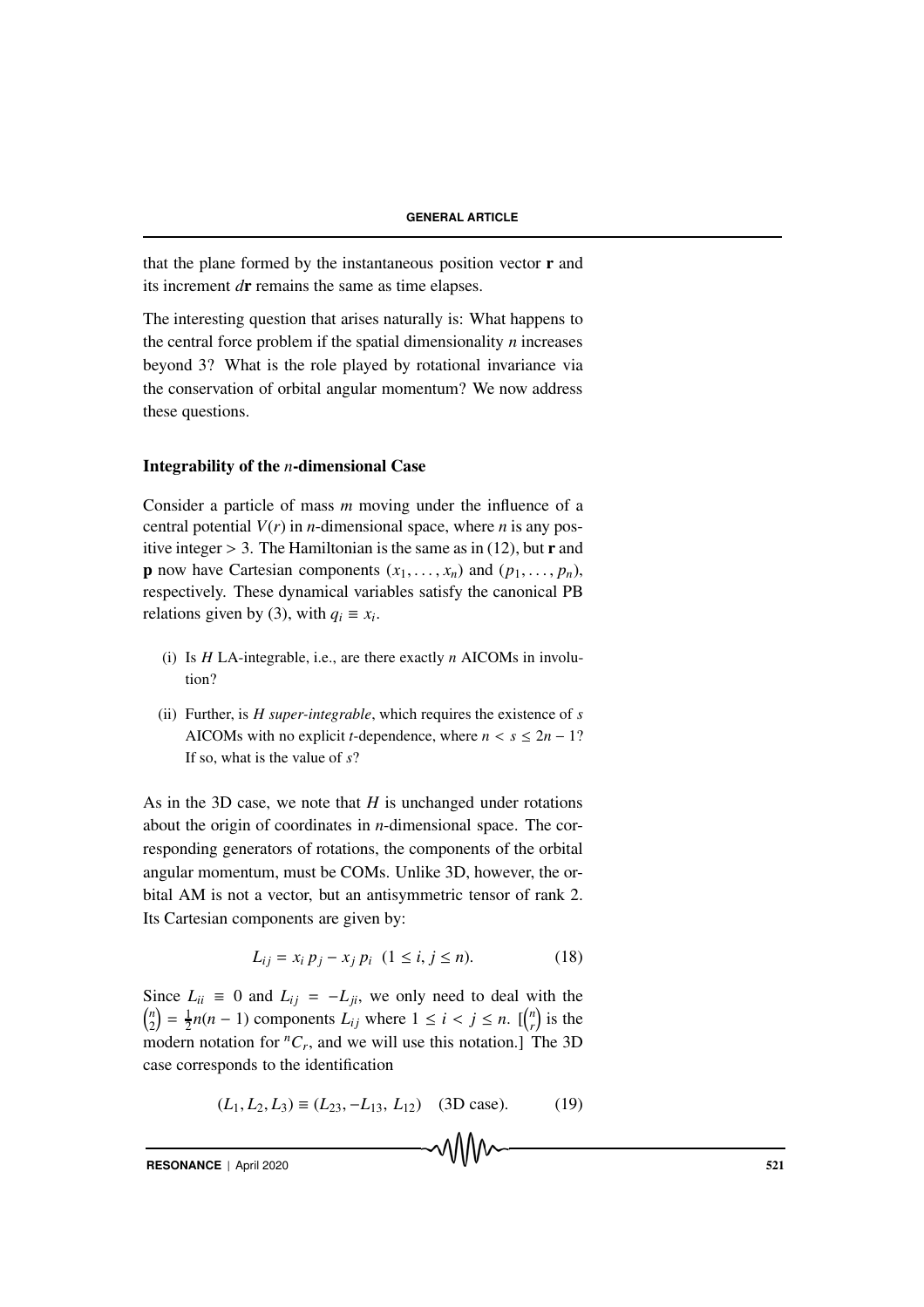that the plane formed by the instantaneous position vector $\mathbf{r}$ and its increment $d\mathbf{r}$ remains the same as time elapses.

The interesting question that arises naturally is: What happens to the central force problem if the spatial dimensionality $n$ increases beyond 3? What is the role played by rotational invariance via the conservation of orbital angular momentum? We now address these questions.

### Integrability of the $n$-dimensional Case

Consider a particle of mass $m$ moving under the influence of a central potential $V(r)$ in $n$-dimensional space, where $n$ is any positive integer $> 3$. The Hamiltonian is the same as in (12), but $\mathbf{r}$ and $\mathbf{p}$ now have Cartesian components $(x_1, \ldots, x_n)$ and $(p_1, \ldots, p_n)$, respectively. These dynamical variables satisfy the canonical PB relations given by (3), with $q_i \equiv x_i$.

(i) Is $H$ LA-integrable, i.e., are there exactly $n$ AICOMs in involution?

(ii) Further, is $H$ *super-integrable*, which requires the existence of $s$ AICOMs with no explicit $t$-dependence, where $n < s \leq 2n - 1$? If so, what is the value of $s$?

As in the 3D case, we note that $H$ is unchanged under rotations about the origin of coordinates in $n$-dimensional space. The corresponding generators of rotations, the components of the orbital angular momentum, must be COMs. Unlike 3D, however, the orbital AM is not a vector, but an antisymmetric tensor of rank 2. Its Cartesian components are given by:

$$L_{ij} = x_i \, p_j - x_j \, p_i \quad (1 \leq i, j \leq n). \tag{18}$$

Since $L_{ii} \equiv 0$ and $L_{ij} = -L_{ji}$, we only need to deal with the $\binom{n}{2} = \frac{1}{2}n(n-1)$ components $L_{ij}$ where $1 \leq i < j \leq n$. [$\binom{n}{r}$ is the modern notation for ${}^nC_r$, and we will use this notation.] The 3D case corresponds to the identification

$$(L_1, L_2, L_3) \equiv (L_{23}, -L_{13}, \, L_{12}) \quad \text{(3D case)}. \tag{19}$$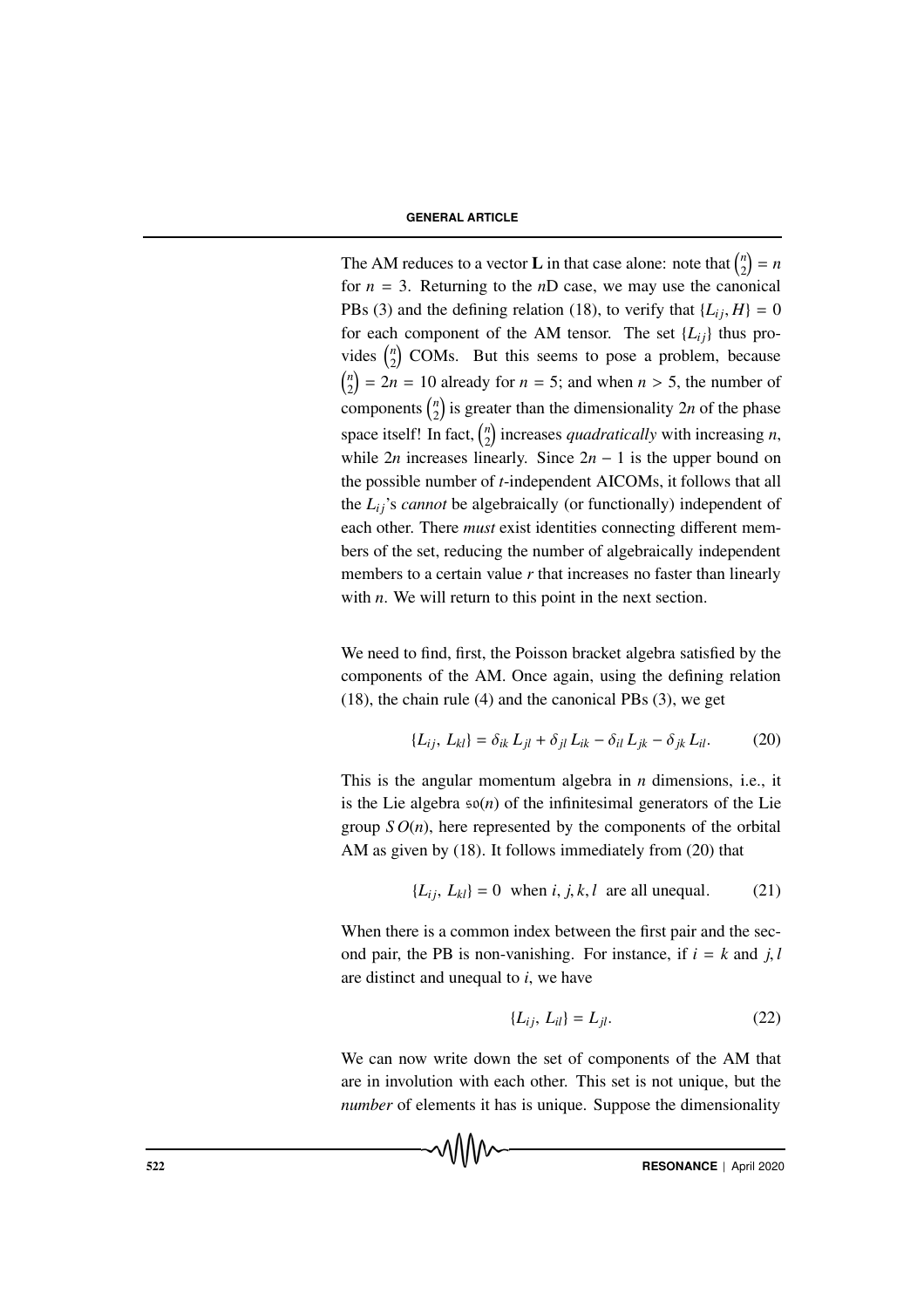The AM reduces to a vector $\mathbf{L}$ in that case alone: note that $\binom{n}{2} = n$ for $n = 3$. Returning to the $n$D case, we may use the canonical PBs (3) and the defining relation (18), to verify that $\{L_{ij}, H\} = 0$ for each component of the AM tensor. The set $\{L_{ij}\}$ thus provides $\binom{n}{2}$ COMs. But this seems to pose a problem, because $\binom{n}{2} = 2n = 10$ already for $n = 5$; and when $n > 5$, the number of components $\binom{n}{2}$ is greater than the dimensionality $2n$ of the phase space itself! In fact, $\binom{n}{2}$ increases *quadratically* with increasing $n$, while $2n$ increases linearly. Since $2n - 1$ is the upper bound on the possible number of $t$-independent AICOMs, it follows that all the $L_{ij}$'s *cannot* be algebraically (or functionally) independent of each other. There *must* exist identities connecting different members of the set, reducing the number of algebraically independent members to a certain value $r$ that increases no faster than linearly with $n$. We will return to this point in the next section.

We need to find, first, the Poisson bracket algebra satisfied by the components of the AM. Once again, using the defining relation (18), the chain rule (4) and the canonical PBs (3), we get

$$\{L_{ij},\, L_{kl}\} = \delta_{ik}\, L_{jl} + \delta_{jl}\, L_{ik} - \delta_{il}\, L_{jk} - \delta_{jk}\, L_{il}. \qquad (20)$$

This is the angular momentum algebra in $n$ dimensions, i.e., it is the Lie algebra $\mathfrak{so}(n)$ of the infinitesimal generators of the Lie group $SO(n)$, here represented by the components of the orbital AM as given by (18). It follows immediately from (20) that

$$\{L_{ij},\, L_{kl}\} = 0 \quad \text{when } i, j, k, l \text{ are all unequal.} \qquad (21)$$

When there is a common index between the first pair and the second pair, the PB is non-vanishing. For instance, if $i = k$ and $j, l$ are distinct and unequal to $i$, we have

$$\{L_{ij},\, L_{il}\} = L_{jl}. \qquad (22)$$

We can now write down the set of components of the AM that are in involution with each other. This set is not unique, but the *number* of elements it has is unique. Suppose the dimensionality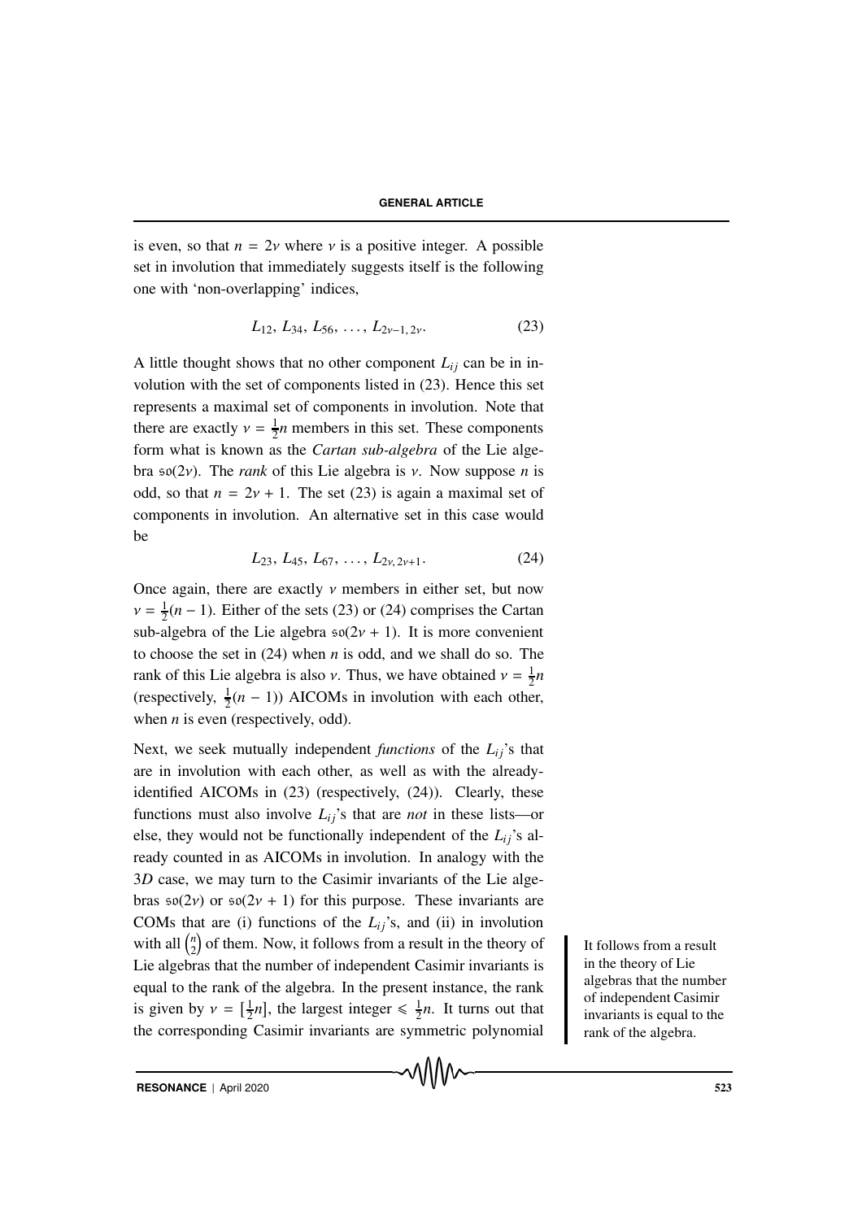is even, so that $n = 2\nu$ where $\nu$ is a positive integer. A possible set in involution that immediately suggests itself is the following one with 'non-overlapping' indices,

$$L_{12},\, L_{34},\, L_{56},\, \ldots,\, L_{2\nu-1,\, 2\nu}. \tag{23}$$

A little thought shows that no other component $L_{ij}$ can be in involution with the set of components listed in (23). Hence this set represents a maximal set of components in involution. Note that there are exactly $\nu = \frac{1}{2}n$ members in this set. These components form what is known as the *Cartan sub-algebra* of the Lie algebra $\mathfrak{so}(2\nu)$. The *rank* of this Lie algebra is $\nu$. Now suppose $n$ is odd, so that $n = 2\nu + 1$. The set (23) is again a maximal set of components in involution. An alternative set in this case would be

$$L_{23},\, L_{45},\, L_{67},\, \ldots,\, L_{2\nu,\, 2\nu+1}. \tag{24}$$

Once again, there are exactly $\nu$ members in either set, but now $\nu = \frac{1}{2}(n-1)$. Either of the sets (23) or (24) comprises the Cartan sub-algebra of the Lie algebra $\mathfrak{so}(2\nu + 1)$. It is more convenient to choose the set in (24) when $n$ is odd, and we shall do so. The rank of this Lie algebra is also $\nu$. Thus, we have obtained $\nu = \frac{1}{2}n$ (respectively, $\frac{1}{2}(n-1)$) AICOMs in involution with each other, when $n$ is even (respectively, odd).

Next, we seek mutually independent *functions* of the $L_{ij}$'s that are in involution with each other, as well as with the already-identified AICOMs in (23) (respectively, (24)). Clearly, these functions must also involve $L_{ij}$'s that are *not* in these lists—or else, they would not be functionally independent of the $L_{ij}$'s already counted in as AICOMs in involution. In analogy with the $3D$ case, we may turn to the Casimir invariants of the Lie algebras $\mathfrak{so}(2\nu)$ or $\mathfrak{so}(2\nu + 1)$ for this purpose. These invariants are COMs that are (i) functions of the $L_{ij}$'s, and (ii) in involution with all $\binom{n}{2}$ of them. Now, it follows from a result in the theory of Lie algebras that the number of independent Casimir invariants is equal to the rank of the algebra. In the present instance, the rank is given by $\nu = [\frac{1}{2}n]$, the largest integer $\leqslant \frac{1}{2}n$. It turns out that the corresponding Casimir invariants are symmetric polynomial

It follows from a result in the theory of Lie algebras that the number of independent Casimir invariants is equal to the rank of the algebra.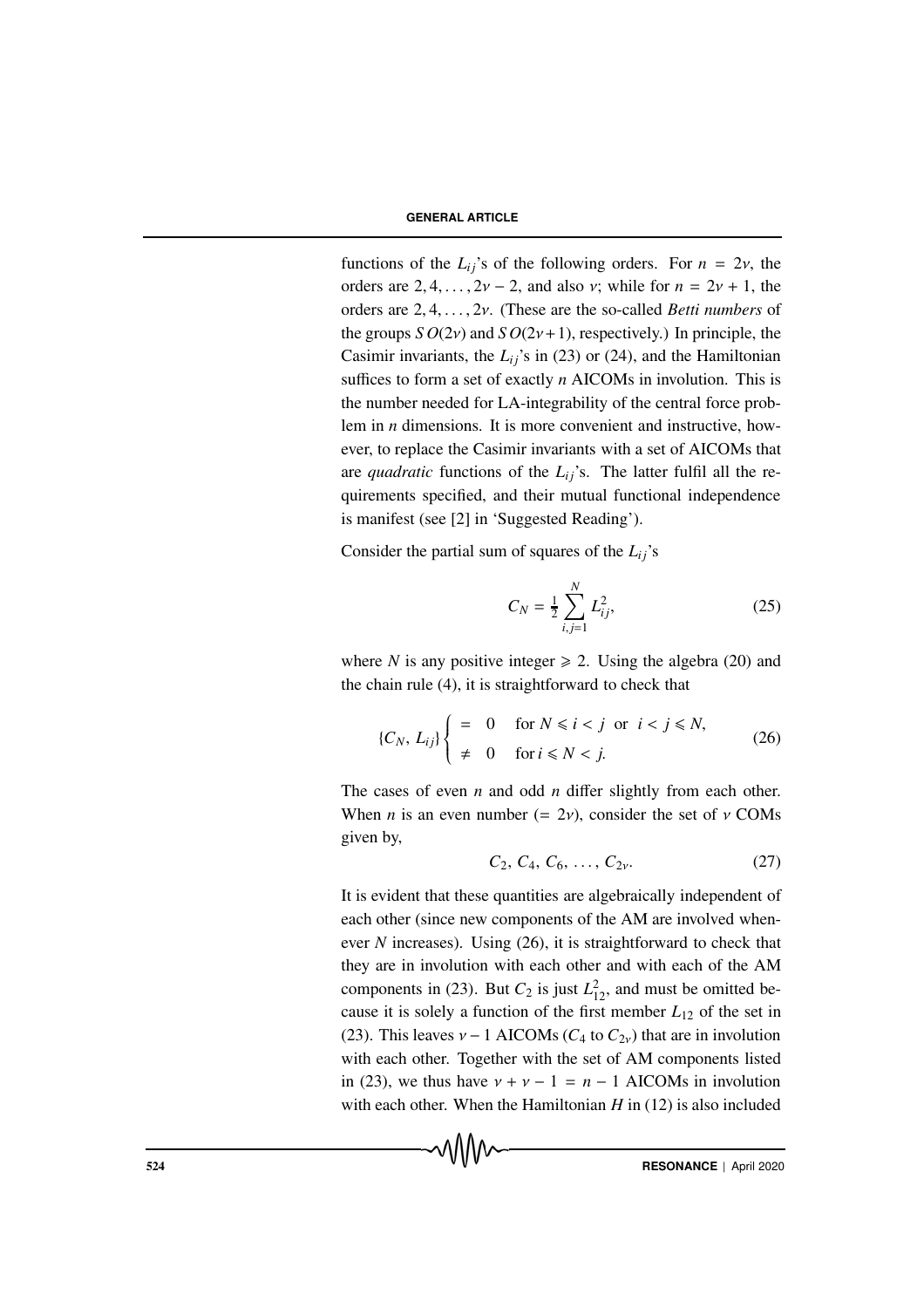functions of the $L_{ij}$'s of the following orders. For $n = 2\nu$, the orders are $2, 4, \ldots, 2\nu - 2$, and also $\nu$; while for $n = 2\nu + 1$, the orders are $2, 4, \ldots, 2\nu$. (These are the so-called *Betti numbers* of the groups $SO(2\nu)$ and $SO(2\nu+1)$, respectively.) In principle, the Casimir invariants, the $L_{ij}$'s in (23) or (24), and the Hamiltonian suffices to form a set of exactly $n$ AICOMs in involution. This is the number needed for LA-integrability of the central force problem in $n$ dimensions. It is more convenient and instructive, however, to replace the Casimir invariants with a set of AICOMs that are *quadratic* functions of the $L_{ij}$'s. The latter fulfil all the requirements specified, and their mutual functional independence is manifest (see [2] in 'Suggested Reading').

Consider the partial sum of squares of the $L_{ij}$'s

$$C_N = \frac{1}{2} \sum_{i,j=1}^{N} L_{ij}^2, \tag{25}$$

where $N$ is any positive integer $\geqslant 2$. Using the algebra (20) and the chain rule (4), it is straightforward to check that

$$\{C_N, L_{ij}\} \begin{cases} = 0 & \text{for } N \leqslant i < j \text{ or } i < j \leqslant N, \\ \neq 0 & \text{for } i \leqslant N < j. \end{cases} \tag{26}$$

The cases of even $n$ and odd $n$ differ slightly from each other. When $n$ is an even number ($= 2\nu$), consider the set of $\nu$ COMs given by,

$$C_2,\, C_4,\, C_6,\, \ldots,\, C_{2\nu}. \tag{27}$$

It is evident that these quantities are algebraically independent of each other (since new components of the AM are involved whenever $N$ increases). Using (26), it is straightforward to check that they are in involution with each other and with each of the AM components in (23). But $C_2$ is just $L_{12}^2$, and must be omitted because it is solely a function of the first member $L_{12}$ of the set in (23). This leaves $\nu - 1$ AICOMs ($C_4$ to $C_{2\nu}$) that are in involution with each other. Together with the set of AM components listed in (23), we thus have $\nu + \nu - 1 = n - 1$ AICOMs in involution with each other. When the Hamiltonian $H$ in (12) is also included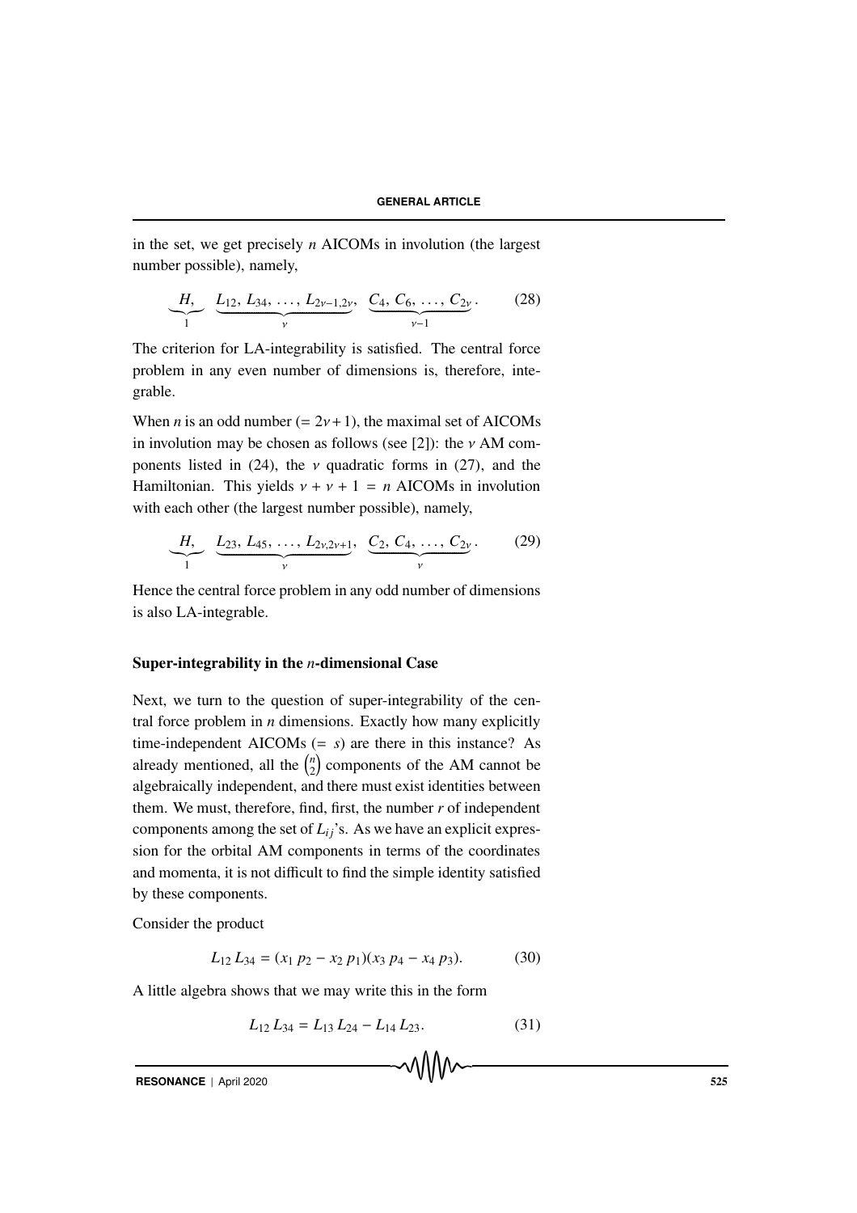in the set, we get precisely $n$ AICOMs in involution (the largest number possible), namely,

$$\underbrace{H,}_{1} \quad \underbrace{L_{12}, L_{34}, \ldots, L_{2\nu-1,2\nu},}_{\nu} \quad \underbrace{C_4, C_6, \ldots, C_{2\nu}}_{\nu-1}. \tag{28}$$

The criterion for LA-integrability is satisfied. The central force problem in any even number of dimensions is, therefore, integrable.

When $n$ is an odd number $(= 2\nu + 1)$, the maximal set of AICOMs in involution may be chosen as follows (see [2]): the $\nu$ AM components listed in (24), the $\nu$ quadratic forms in (27), and the Hamiltonian. This yields $\nu + \nu + 1 = n$ AICOMs in involution with each other (the largest number possible), namely,

$$\underbrace{H,}_{1} \quad \underbrace{L_{23}, L_{45}, \ldots, L_{2\nu,2\nu+1},}_{\nu} \quad \underbrace{C_2, C_4, \ldots, C_{2\nu}}_{\nu}. \tag{29}$$

Hence the central force problem in any odd number of dimensions is also LA-integrable.

## Super-integrability in the $n$-dimensional Case

Next, we turn to the question of super-integrability of the central force problem in $n$ dimensions. Exactly how many explicitly time-independent AICOMs $(= s)$ are there in this instance? As already mentioned, all the $\binom{n}{2}$ components of the AM cannot be algebraically independent, and there must exist identities between them. We must, therefore, find, first, the number $r$ of independent components among the set of $L_{ij}$'s. As we have an explicit expression for the orbital AM components in terms of the coordinates and momenta, it is not difficult to find the simple identity satisfied by these components.

Consider the product

$$L_{12}\, L_{34} = (x_1\, p_2 - x_2\, p_1)(x_3\, p_4 - x_4\, p_3). \tag{30}$$

A little algebra shows that we may write this in the form

$$L_{12}\, L_{34} = L_{13}\, L_{24} - L_{14}\, L_{23}. \tag{31}$$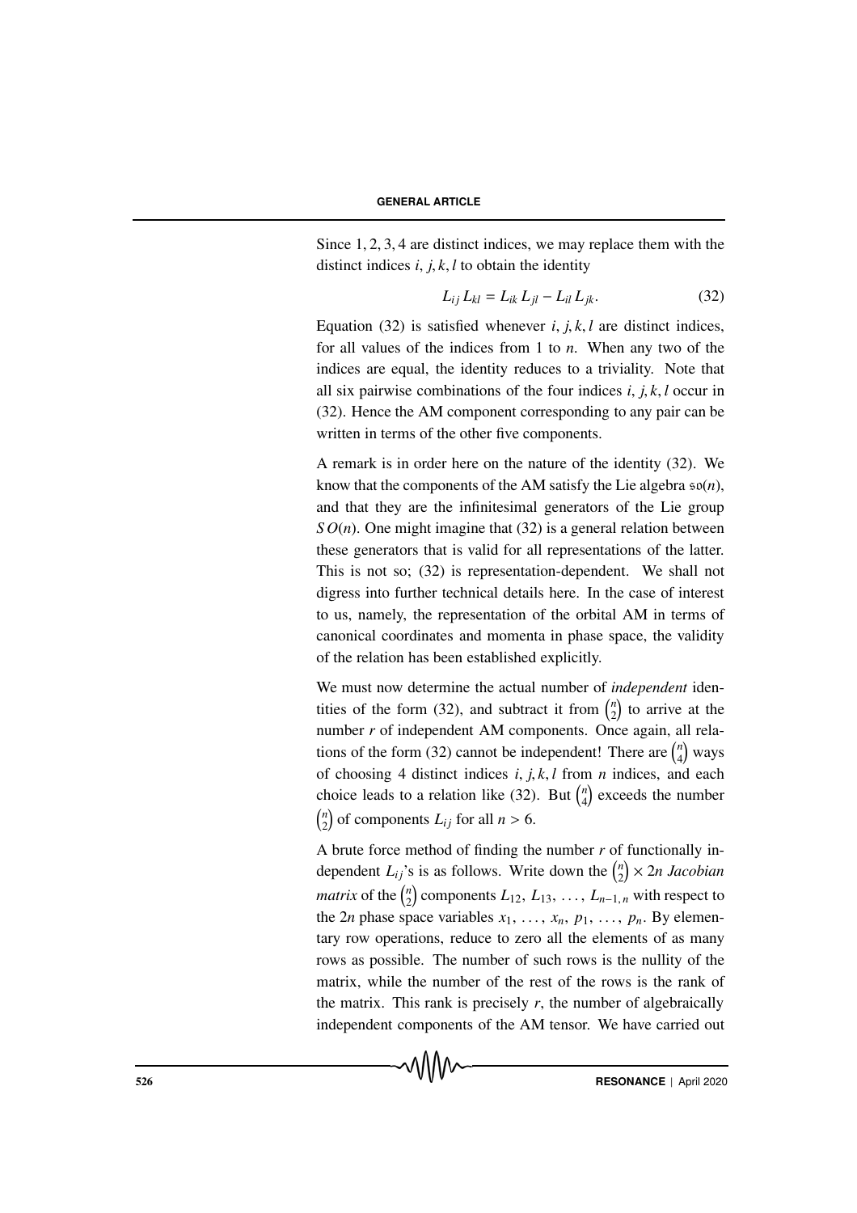Since 1, 2, 3, 4 are distinct indices, we may replace them with the distinct indices $i, j, k, l$ to obtain the identity

$$L_{ij} L_{kl} = L_{ik} L_{jl} - L_{il} L_{jk}. \tag{32}$$

Equation (32) is satisfied whenever $i, j, k, l$ are distinct indices, for all values of the indices from 1 to $n$. When any two of the indices are equal, the identity reduces to a triviality. Note that all six pairwise combinations of the four indices $i, j, k, l$ occur in (32). Hence the AM component corresponding to any pair can be written in terms of the other five components.

A remark is in order here on the nature of the identity (32). We know that the components of the AM satisfy the Lie algebra $\mathfrak{so}(n)$, and that they are the infinitesimal generators of the Lie group $SO(n)$. One might imagine that (32) is a general relation between these generators that is valid for all representations of the latter. This is not so; (32) is representation-dependent. We shall not digress into further technical details here. In the case of interest to us, namely, the representation of the orbital AM in terms of canonical coordinates and momenta in phase space, the validity of the relation has been established explicitly.

We must now determine the actual number of *independent* identities of the form (32), and subtract it from $\binom{n}{2}$ to arrive at the number $r$ of independent AM components. Once again, all relations of the form (32) cannot be independent! There are $\binom{n}{4}$ ways of choosing 4 distinct indices $i, j, k, l$ from $n$ indices, and each choice leads to a relation like (32). But $\binom{n}{4}$ exceeds the number $\binom{n}{2}$ of components $L_{ij}$ for all $n > 6$.

A brute force method of finding the number $r$ of functionally independent $L_{ij}$'s is as follows. Write down the $\binom{n}{2} \times 2n$ *Jacobian matrix* of the $\binom{n}{2}$ components $L_{12}, L_{13}, \ldots, L_{n-1,n}$ with respect to the $2n$ phase space variables $x_1, \ldots, x_n, p_1, \ldots, p_n$. By elementary row operations, reduce to zero all the elements of as many rows as possible. The number of such rows is the nullity of the matrix, while the number of the rest of the rows is the rank of the matrix. This rank is precisely $r$, the number of algebraically independent components of the AM tensor. We have carried out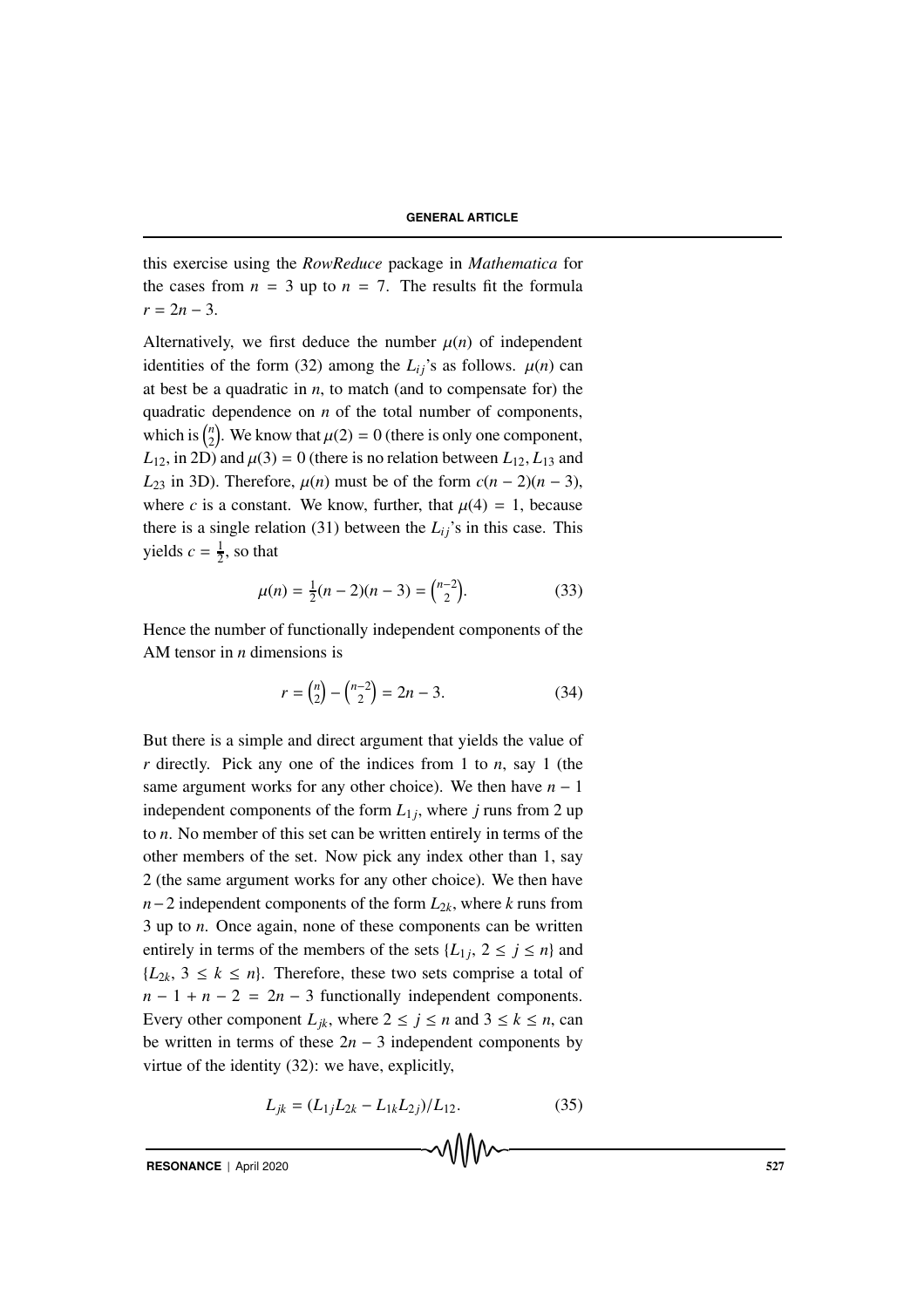this exercise using the *RowReduce* package in *Mathematica* for the cases from $n = 3$ up to $n = 7$. The results fit the formula $r = 2n - 3$.

Alternatively, we first deduce the number $\mu(n)$ of independent identities of the form (32) among the $L_{ij}$'s as follows. $\mu(n)$ can at best be a quadratic in $n$, to match (and to compensate for) the quadratic dependence on $n$ of the total number of components, which is $\binom{n}{2}$. We know that $\mu(2) = 0$ (there is only one component, $L_{12}$, in 2D) and $\mu(3) = 0$ (there is no relation between $L_{12}, L_{13}$ and $L_{23}$ in 3D). Therefore, $\mu(n)$ must be of the form $c(n-2)(n-3)$, where $c$ is a constant. We know, further, that $\mu(4) = 1$, because there is a single relation (31) between the $L_{ij}$'s in this case. This yields $c = \frac{1}{2}$, so that

$$\mu(n) = \tfrac{1}{2}(n-2)(n-3) = \binom{n-2}{2}. \tag{33}$$

Hence the number of functionally independent components of the AM tensor in $n$ dimensions is

$$r = \binom{n}{2} - \binom{n-2}{2} = 2n - 3. \tag{34}$$

But there is a simple and direct argument that yields the value of $r$ directly. Pick any one of the indices from 1 to $n$, say 1 (the same argument works for any other choice). We then have $n - 1$ independent components of the form $L_{1j}$, where $j$ runs from 2 up to $n$. No member of this set can be written entirely in terms of the other members of the set. Now pick any index other than 1, say 2 (the same argument works for any other choice). We then have $n-2$ independent components of the form $L_{2k}$, where $k$ runs from 3 up to $n$. Once again, none of these components can be written entirely in terms of the members of the sets $\{L_{1j},\, 2 \leq j \leq n\}$ and $\{L_{2k},\, 3 \leq k \leq n\}$. Therefore, these two sets comprise a total of $n - 1 + n - 2 = 2n - 3$ functionally independent components. Every other component $L_{jk}$, where $2 \leq j \leq n$ and $3 \leq k \leq n$, can be written in terms of these $2n - 3$ independent components by virtue of the identity (32): we have, explicitly,

$$L_{jk} = (L_{1j}L_{2k} - L_{1k}L_{2j})/L_{12}. \tag{35}$$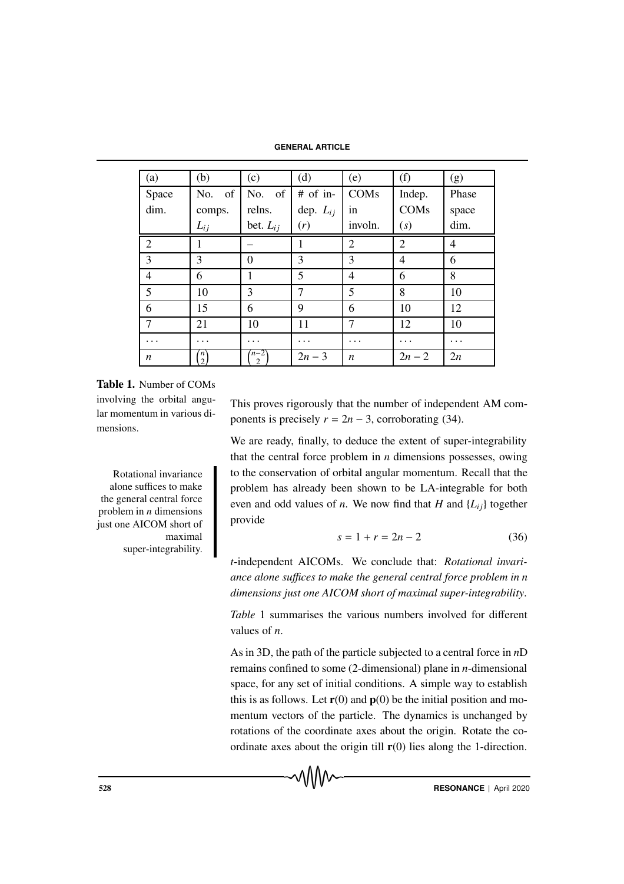| (a) Space dim. | (b) No. of comps. $L_{ij}$ | (c) No. of relns. bet. $L_{ij}$ | (d) # of indep. $L_{ij}$ ($r$) | (e) COMs in involn. | (f) Indep. COMs ($s$) | (g) Phase space dim. |
|---|---|---|---|---|---|---|
| 2 | 1 | – | 1 | 2 | 2 | 4 |
| 3 | 3 | 0 | 3 | 3 | 4 | 6 |
| 4 | 6 | 1 | 5 | 4 | 6 | 8 |
| 5 | 10 | 3 | 7 | 5 | 8 | 10 |
| 6 | 15 | 6 | 9 | 6 | 10 | 12 |
| 7 | 21 | 10 | 11 | 7 | 12 | 10 |
| ... | ... | ... | ... | ... | ... | ... |
| $n$ | $\binom{n}{2}$ | $\binom{n-2}{2}$ | $2n-3$ | $n$ | $2n-2$ | $2n$ |

**Table 1.** Number of COMs involving the orbital angular momentum in various dimensions.

This proves rigorously that the number of independent AM components is precisely $r = 2n - 3$, corroborating (34).

We are ready, finally, to deduce the extent of super-integrability that the central force problem in $n$ dimensions possesses, owing to the conservation of orbital angular momentum. Recall that the problem has already been shown to be LA-integrable for both even and odd values of $n$. We now find that $H$ and $\{L_{ij}\}$ together provide

$$s = 1 + r = 2n - 2 \tag{36}$$

$t$-independent AICOMs. We conclude that: *Rotational invariance alone suffices to make the general central force problem in $n$ dimensions just one AICOM short of maximal super-integrability*.

Rotational invariance alone suffices to make the general central force problem in $n$ dimensions just one AICOM short of maximal super-integrability.

*Table* 1 summarises the various numbers involved for different values of $n$.

As in 3D, the path of the particle subjected to a central force in $n$D remains confined to some (2-dimensional) plane in $n$-dimensional space, for any set of initial conditions. A simple way to establish this is as follows. Let $\mathbf{r}(0)$ and $\mathbf{p}(0)$ be the initial position and momentum vectors of the particle. The dynamics is unchanged by rotations of the coordinate axes about the origin. Rotate the coordinate axes about the origin till $\mathbf{r}(0)$ lies along the 1-direction.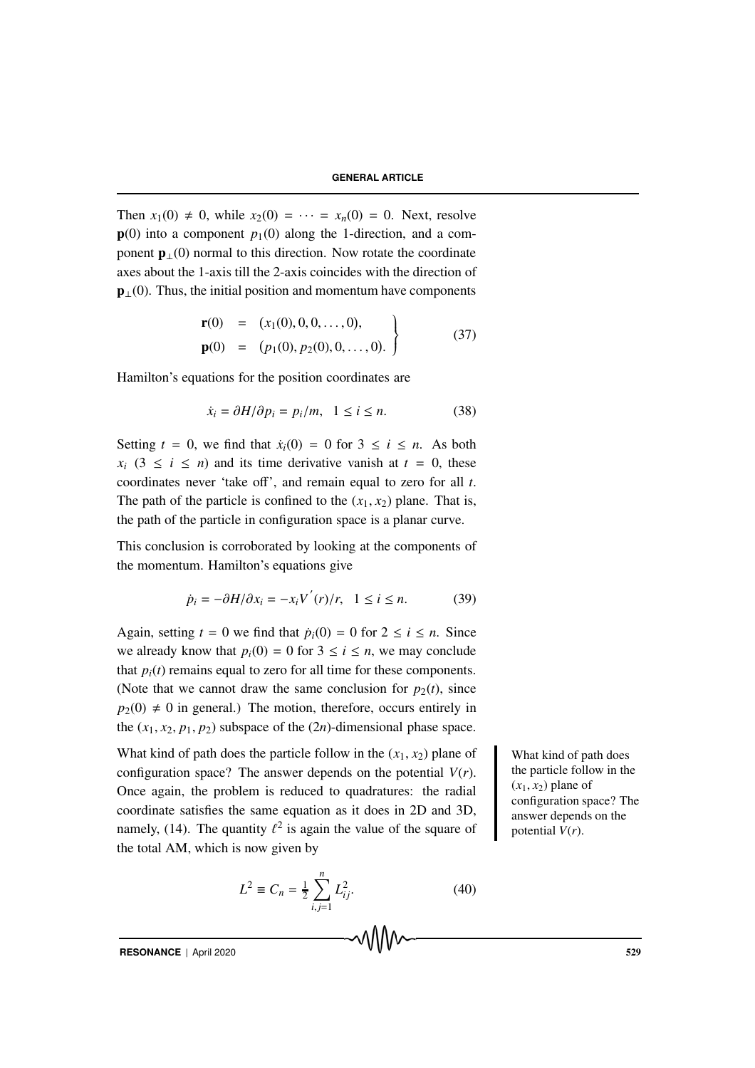Then $x_1(0) \neq 0$, while $x_2(0) = \cdots = x_n(0) = 0$. Next, resolve $\mathbf{p}(0)$ into a component $p_1(0)$ along the 1-direction, and a component $\mathbf{p}_\perp(0)$ normal to this direction. Now rotate the coordinate axes about the 1-axis till the 2-axis coincides with the direction of $\mathbf{p}_\perp(0)$. Thus, the initial position and momentum have components

$$\left.\begin{array}{lcl} \mathbf{r}(0) & = & (x_1(0), 0, 0, \ldots, 0), \\ \mathbf{p}(0) & = & \big(p_1(0), p_2(0), 0, \ldots, 0\big). \end{array}\right\} \tag{37}$$

Hamilton's equations for the position coordinates are

$$\dot{x}_i = \partial H / \partial p_i = p_i / m, \quad 1 \leq i \leq n. \tag{38}$$

Setting $t = 0$, we find that $\dot{x}_i(0) = 0$ for $3 \leq i \leq n$. As both $x_i$ $(3 \leq i \leq n)$ and its time derivative vanish at $t = 0$, these coordinates never 'take off', and remain equal to zero for all $t$. The path of the particle is confined to the $(x_1, x_2)$ plane. That is, the path of the particle in configuration space is a planar curve.

This conclusion is corroborated by looking at the components of the momentum. Hamilton's equations give

$$\dot{p}_i = -\partial H / \partial x_i = -x_i V^{'}(r)/r, \quad 1 \leq i \leq n. \tag{39}$$

Again, setting $t = 0$ we find that $\dot{p}_i(0) = 0$ for $2 \leq i \leq n$. Since we already know that $p_i(0) = 0$ for $3 \leq i \leq n$, we may conclude that $p_i(t)$ remains equal to zero for all time for these components. (Note that we cannot draw the same conclusion for $p_2(t)$, since $p_2(0) \neq 0$ in general.) The motion, therefore, occurs entirely in the $(x_1, x_2, p_1, p_2)$ subspace of the $(2n)$-dimensional phase space.

What kind of path does the particle follow in the $(x_1, x_2)$ plane of configuration space? The answer depends on the potential $V(r)$. Once again, the problem is reduced to quadratures: the radial coordinate satisfies the same equation as it does in 2D and 3D, namely, (14). The quantity $\ell^2$ is again the value of the square of the total AM, which is now given by

> What kind of path does the particle follow in the $(x_1, x_2)$ plane of configuration space? The answer depends on the potential $V(r)$.

$$L^2 \equiv C_n = \tfrac{1}{2} \sum_{i,j=1}^{n} L_{ij}^2. \tag{40}$$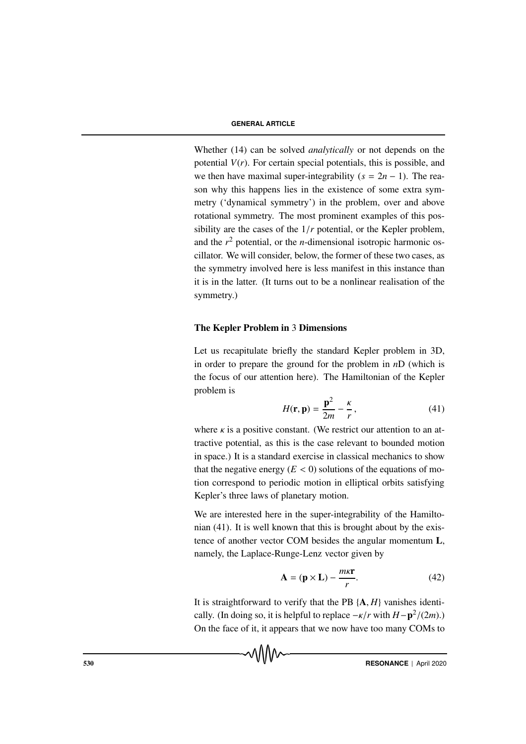Whether (14) can be solved *analytically* or not depends on the potential $V(r)$. For certain special potentials, this is possible, and we then have maximal super-integrability ($s = 2n - 1$). The reason why this happens lies in the existence of some extra symmetry ('dynamical symmetry') in the problem, over and above rotational symmetry. The most prominent examples of this possibility are the cases of the $1/r$ potential, or the Kepler problem, and the $r^2$ potential, or the $n$-dimensional isotropic harmonic oscillator. We will consider, below, the former of these two cases, as the symmetry involved here is less manifest in this instance than it is in the latter. (It turns out to be a nonlinear realisation of the symmetry.)

## The Kepler Problem in 3 Dimensions

Let us recapitulate briefly the standard Kepler problem in 3D, in order to prepare the ground for the problem in $n$D (which is the focus of our attention here). The Hamiltonian of the Kepler problem is

$$H(\mathbf{r}, \mathbf{p}) = \frac{\mathbf{p}^2}{2m} - \frac{\kappa}{r}, \tag{41}$$

where $\kappa$ is a positive constant. (We restrict our attention to an attractive potential, as this is the case relevant to bounded motion in space.) It is a standard exercise in classical mechanics to show that the negative energy ($E < 0$) solutions of the equations of motion correspond to periodic motion in elliptical orbits satisfying Kepler's three laws of planetary motion.

We are interested here in the super-integrability of the Hamiltonian (41). It is well known that this is brought about by the existence of another vector COM besides the angular momentum $\mathbf{L}$, namely, the Laplace-Runge-Lenz vector given by

$$\mathbf{A} = (\mathbf{p} \times \mathbf{L}) - \frac{m\kappa\mathbf{r}}{r}. \tag{42}$$

It is straightforward to verify that the PB $\{\mathbf{A}, H\}$ vanishes identically. (In doing so, it is helpful to replace $-\kappa/r$ with $H - \mathbf{p}^2/(2m)$.) On the face of it, it appears that we now have too many COMs to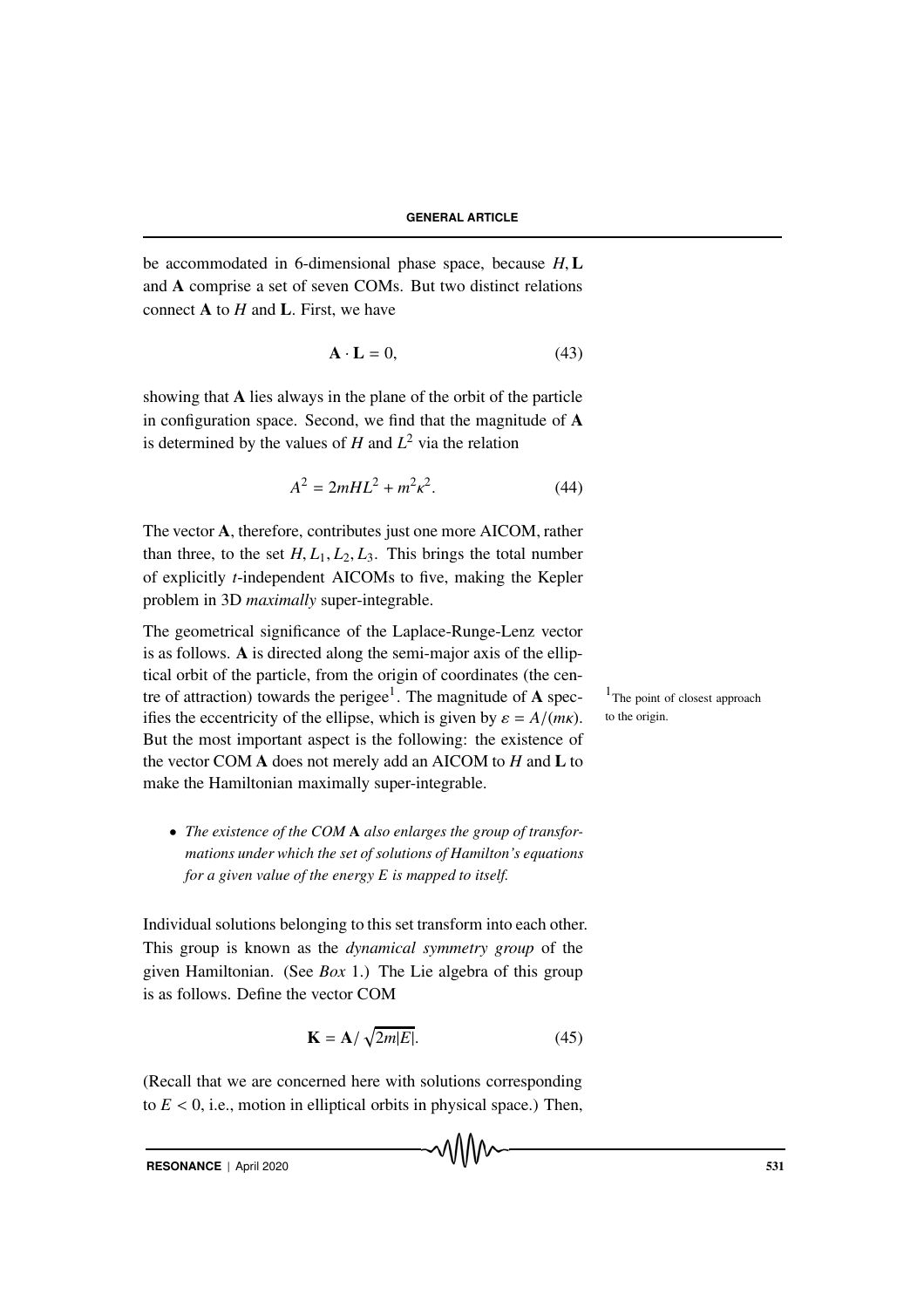be accommodated in 6-dimensional phase space, because $H, \mathbf{L}$ and $\mathbf{A}$ comprise a set of seven COMs. But two distinct relations connect $\mathbf{A}$ to $H$ and $\mathbf{L}$. First, we have

$$\mathbf{A} \cdot \mathbf{L} = 0, \tag{43}$$

showing that $\mathbf{A}$ lies always in the plane of the orbit of the particle in configuration space. Second, we find that the magnitude of $\mathbf{A}$ is determined by the values of $H$ and $L^2$ via the relation

$$A^2 = 2mHL^2 + m^2\kappa^2. \tag{44}$$

The vector $\mathbf{A}$, therefore, contributes just one more AICOM, rather than three, to the set $H, L_1, L_2, L_3$. This brings the total number of explicitly $t$-independent AICOMs to five, making the Kepler problem in 3D *maximally* super-integrable.

The geometrical significance of the Laplace-Runge-Lenz vector is as follows. $\mathbf{A}$ is directed along the semi-major axis of the elliptical orbit of the particle, from the origin of coordinates (the centre of attraction) towards the perigee[1]. The magnitude of $\mathbf{A}$ specifies the eccentricity of the ellipse, which is given by $\varepsilon = A/(m\kappa)$. But the most important aspect is the following: the existence of the vector COM $\mathbf{A}$ does not merely add an AICOM to $H$ and $\mathbf{L}$ to make the Hamiltonian maximally super-integrable.

[1] The point of closest approach to the origin.

- *The existence of the COM* $\mathbf{A}$ *also enlarges the group of transformations under which the set of solutions of Hamilton's equations for a given value of the energy E is mapped to itself.*

Individual solutions belonging to this set transform into each other. This group is known as the *dynamical symmetry group* of the given Hamiltonian. (See *Box* 1.) The Lie algebra of this group is as follows. Define the vector COM

$$\mathbf{K} = \mathbf{A}/\sqrt{2m|E|}. \tag{45}$$

(Recall that we are concerned here with solutions corresponding to $E < 0$, i.e., motion in elliptical orbits in physical space.) Then,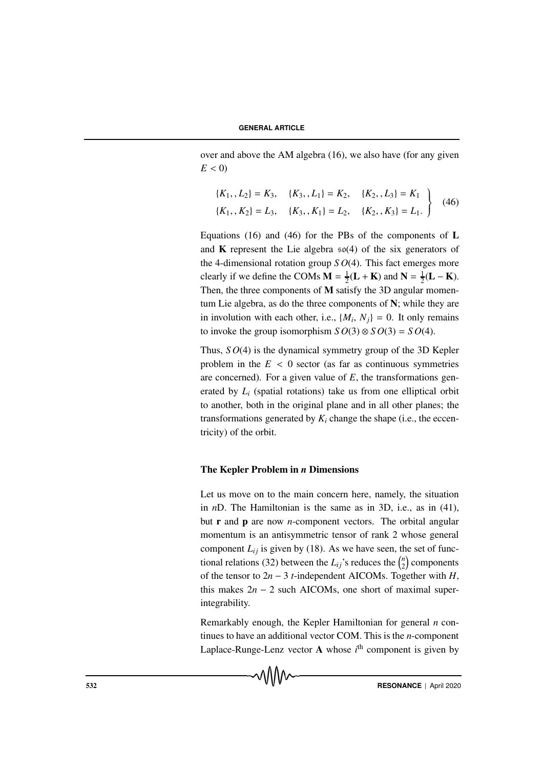over and above the AM algebra (16), we also have (for any given $E < 0$)

$$
\left.
\begin{array}{lll}
\{K_1, , L_2\} = K_3, & \{K_3, , L_1\} = K_2, & \{K_2, , L_3\} = K_1 \\
\{K_1, , K_2\} = L_3, & \{K_3, , K_1\} = L_2, & \{K_2, , K_3\} = L_1.
\end{array}
\right\} \quad (46)
$$

Equations (16) and (46) for the PBs of the components of $\mathbf{L}$ and $\mathbf{K}$ represent the Lie algebra $\mathfrak{so}(4)$ of the six generators of the 4-dimensional rotation group $SO(4)$. This fact emerges more clearly if we define the COMs $\mathbf{M} = \frac{1}{2}(\mathbf{L} + \mathbf{K})$ and $\mathbf{N} = \frac{1}{2}(\mathbf{L} - \mathbf{K})$. Then, the three components of $\mathbf{M}$ satisfy the 3D angular momentum Lie algebra, as do the three components of $\mathbf{N}$; while they are in involution with each other, i.e., $\{M_i, N_j\} = 0$. It only remains to invoke the group isomorphism $SO(3) \otimes SO(3) = SO(4)$.

Thus, $SO(4)$ is the dynamical symmetry group of the 3D Kepler problem in the $E < 0$ sector (as far as continuous symmetries are concerned). For a given value of $E$, the transformations generated by $L_i$ (spatial rotations) take us from one elliptical orbit to another, both in the original plane and in all other planes; the transformations generated by $K_i$ change the shape (i.e., the eccentricity) of the orbit.

## The Kepler Problem in *n* Dimensions

Let us move on to the main concern here, namely, the situation in $n$D. The Hamiltonian is the same as in 3D, i.e., as in (41), but $\mathbf{r}$ and $\mathbf{p}$ are now $n$-component vectors. The orbital angular momentum is an antisymmetric tensor of rank 2 whose general component $L_{ij}$ is given by (18). As we have seen, the set of functional relations (32) between the $L_{ij}$'s reduces the $\binom{n}{2}$ components of the tensor to $2n - 3$ $t$-independent AICOMs. Together with $H$, this makes $2n - 2$ such AICOMs, one short of maximal superintegrability.

Remarkably enough, the Kepler Hamiltonian for general $n$ continues to have an additional vector COM. This is the $n$-component Laplace-Runge-Lenz vector $\mathbf{A}$ whose $i^{\text{th}}$ component is given by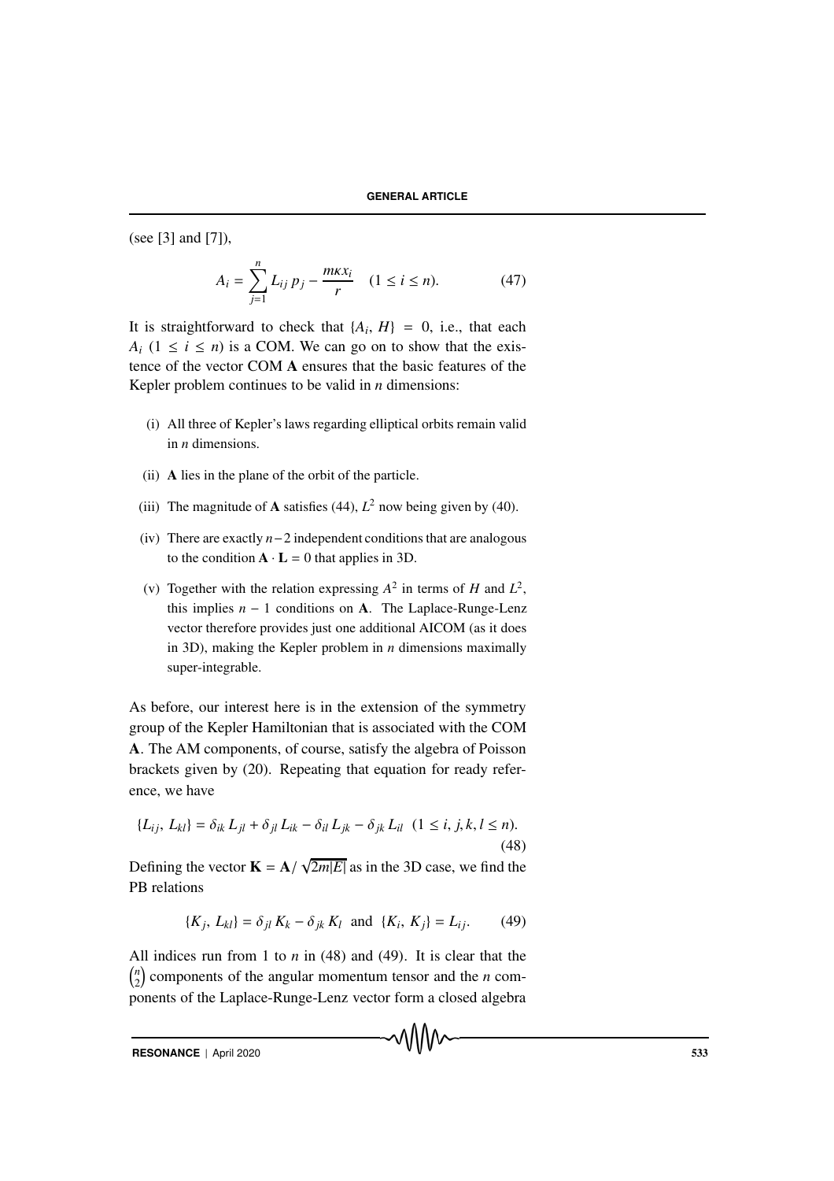(see [3] and [7]),

$$A_i = \sum_{j=1}^{n} L_{ij}\, p_j - \frac{m\kappa x_i}{r} \quad (1 \le i \le n). \tag{47}$$

It is straightforward to check that $\{A_i, H\} = 0$, i.e., that each $A_i$ $(1 \le i \le n)$ is a COM. We can go on to show that the existence of the vector COM **A** ensures that the basic features of the Kepler problem continues to be valid in $n$ dimensions:

(i) All three of Kepler's laws regarding elliptical orbits remain valid in $n$ dimensions.

(ii) **A** lies in the plane of the orbit of the particle.

(iii) The magnitude of **A** satisfies (44), $L^2$ now being given by (40).

(iv) There are exactly $n-2$ independent conditions that are analogous to the condition $\mathbf{A} \cdot \mathbf{L} = 0$ that applies in 3D.

(v) Together with the relation expressing $A^2$ in terms of $H$ and $L^2$, this implies $n - 1$ conditions on **A**. The Laplace-Runge-Lenz vector therefore provides just one additional AICOM (as it does in 3D), making the Kepler problem in $n$ dimensions maximally super-integrable.

As before, our interest here is in the extension of the symmetry group of the Kepler Hamiltonian that is associated with the COM **A**. The AM components, of course, satisfy the algebra of Poisson brackets given by (20). Repeating that equation for ready reference, we have

$$\{L_{ij},\, L_{kl}\} = \delta_{ik}\, L_{jl} + \delta_{jl}\, L_{ik} - \delta_{il}\, L_{jk} - \delta_{jk}\, L_{il} \quad (1 \le i, j, k, l \le n). \tag{48}$$

Defining the vector $\mathbf{K} = \mathbf{A}/\sqrt{2m|E|}$ as in the 3D case, we find the PB relations

$$\{K_j,\, L_{kl}\} = \delta_{jl}\, K_k - \delta_{jk}\, K_l \quad \text{and} \quad \{K_i,\, K_j\} = L_{ij}. \tag{49}$$

All indices run from 1 to $n$ in (48) and (49). It is clear that the $\binom{n}{2}$ components of the angular momentum tensor and the $n$ components of the Laplace-Runge-Lenz vector form a closed algebra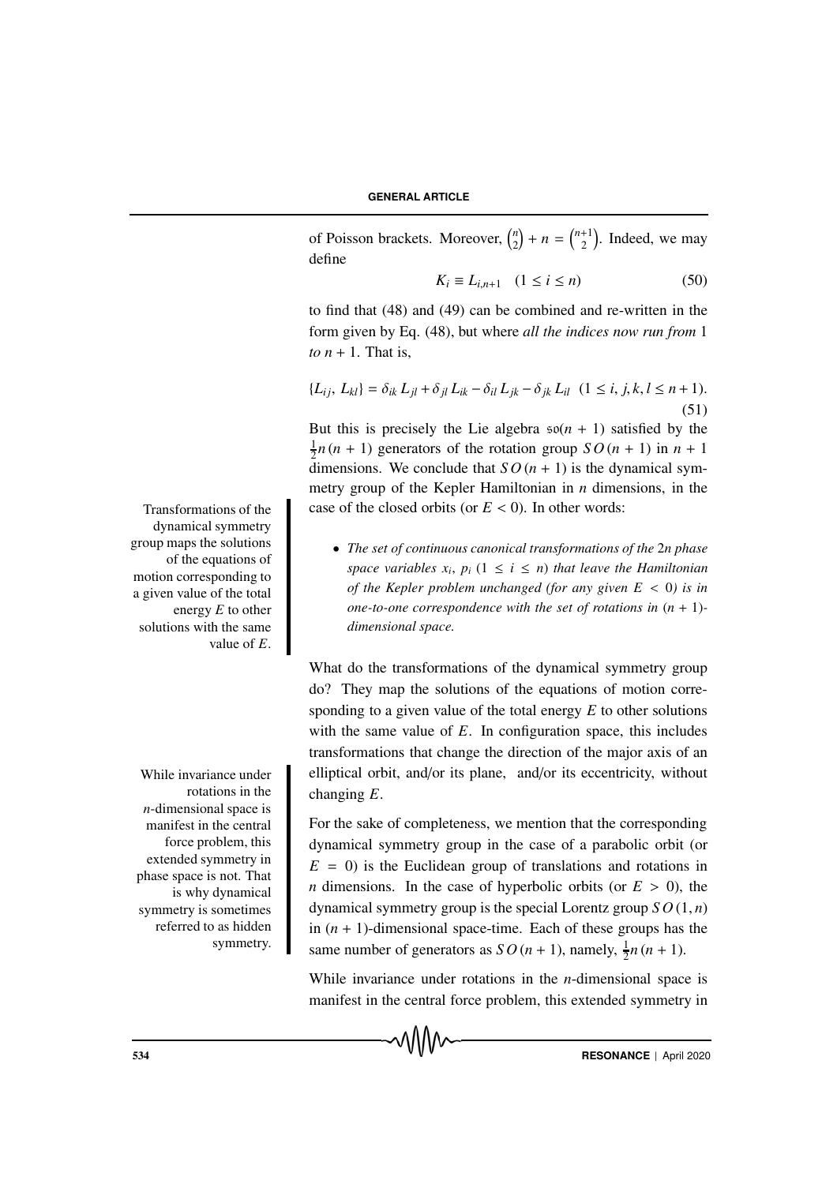of Poisson brackets. Moreover, $\binom{n}{2} + n = \binom{n+1}{2}$. Indeed, we may define

$$K_i \equiv L_{i,n+1} \quad (1 \le i \le n) \tag{50}$$

to find that (48) and (49) can be combined and re-written in the form given by Eq. (48), but where *all the indices now run from* 1 *to* $n + 1$. That is,

$$\{L_{ij},\, L_{kl}\} = \delta_{ik}\, L_{jl} + \delta_{jl}\, L_{ik} - \delta_{il}\, L_{jk} - \delta_{jk}\, L_{il} \quad (1 \le i, j, k, l \le n+1). \tag{51}$$

But this is precisely the Lie algebra $\mathfrak{so}(n+1)$ satisfied by the $\frac{1}{2}n(n+1)$ generators of the rotation group $SO(n+1)$ in $n+1$ dimensions. We conclude that $SO(n+1)$ is the dynamical symmetry group of the Kepler Hamiltonian in $n$ dimensions, in the case of the closed orbits (or $E < 0$). In other words:

- *The set of continuous canonical transformations of the* $2n$ *phase space variables* $x_i$, $p_i$ $(1 \le i \le n)$ *that leave the Hamiltonian of the Kepler problem unchanged (for any given* $E < 0$*) is in one-to-one correspondence with the set of rotations in* $(n+1)$*-dimensional space.*

Transformations of the dynamical symmetry group maps the solutions of the equations of motion corresponding to a given value of the total energy $E$ to other solutions with the same value of $E$.

What do the transformations of the dynamical symmetry group do? They map the solutions of the equations of motion corresponding to a given value of the total energy $E$ to other solutions with the same value of $E$. In configuration space, this includes transformations that change the direction of the major axis of an elliptical orbit, and/or its plane, and/or its eccentricity, without changing $E$.

For the sake of completeness, we mention that the corresponding dynamical symmetry group in the case of a parabolic orbit (or $E = 0$) is the Euclidean group of translations and rotations in $n$ dimensions. In the case of hyperbolic orbits (or $E > 0$), the dynamical symmetry group is the special Lorentz group $SO(1, n)$ in $(n+1)$-dimensional space-time. Each of these groups has the same number of generators as $SO(n+1)$, namely, $\frac{1}{2}n(n+1)$.

While invariance under rotations in the $n$-dimensional space is manifest in the central force problem, this extended symmetry in phase space is not. That is why dynamical symmetry is sometimes referred to as hidden symmetry.

While invariance under rotations in the $n$-dimensional space is manifest in the central force problem, this extended symmetry in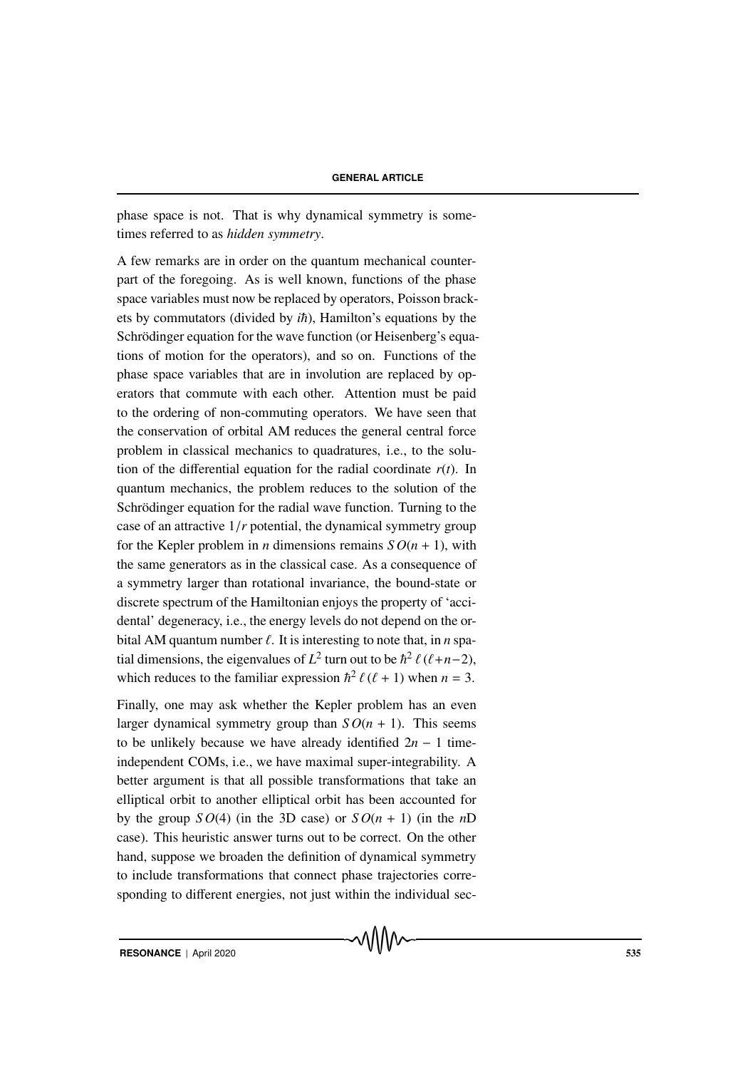phase space is not. That is why dynamical symmetry is sometimes referred to as *hidden symmetry*.

A few remarks are in order on the quantum mechanical counterpart of the foregoing. As is well known, functions of the phase space variables must now be replaced by operators, Poisson brackets by commutators (divided by $i\hbar$), Hamilton's equations by the Schrödinger equation for the wave function (or Heisenberg's equations of motion for the operators), and so on. Functions of the phase space variables that are in involution are replaced by operators that commute with each other. Attention must be paid to the ordering of non-commuting operators. We have seen that the conservation of orbital AM reduces the general central force problem in classical mechanics to quadratures, i.e., to the solution of the differential equation for the radial coordinate $r(t)$. In quantum mechanics, the problem reduces to the solution of the Schrödinger equation for the radial wave function. Turning to the case of an attractive $1/r$ potential, the dynamical symmetry group for the Kepler problem in $n$ dimensions remains $SO(n+1)$, with the same generators as in the classical case. As a consequence of a symmetry larger than rotational invariance, the bound-state or discrete spectrum of the Hamiltonian enjoys the property of 'accidental' degeneracy, i.e., the energy levels do not depend on the orbital AM quantum number $\ell$. It is interesting to note that, in $n$ spatial dimensions, the eigenvalues of $L^2$ turn out to be $\hbar^2\,\ell\,(\ell+n-2)$, which reduces to the familiar expression $\hbar^2\,\ell\,(\ell+1)$ when $n = 3$.

Finally, one may ask whether the Kepler problem has an even larger dynamical symmetry group than $SO(n+1)$. This seems to be unlikely because we have already identified $2n-1$ time-independent COMs, i.e., we have maximal super-integrability. A better argument is that all possible transformations that take an elliptical orbit to another elliptical orbit has been accounted for by the group $SO(4)$ (in the 3D case) or $SO(n+1)$ (in the $n$D case). This heuristic answer turns out to be correct. On the other hand, suppose we broaden the definition of dynamical symmetry to include transformations that connect phase trajectories corresponding to different energies, not just within the individual sec-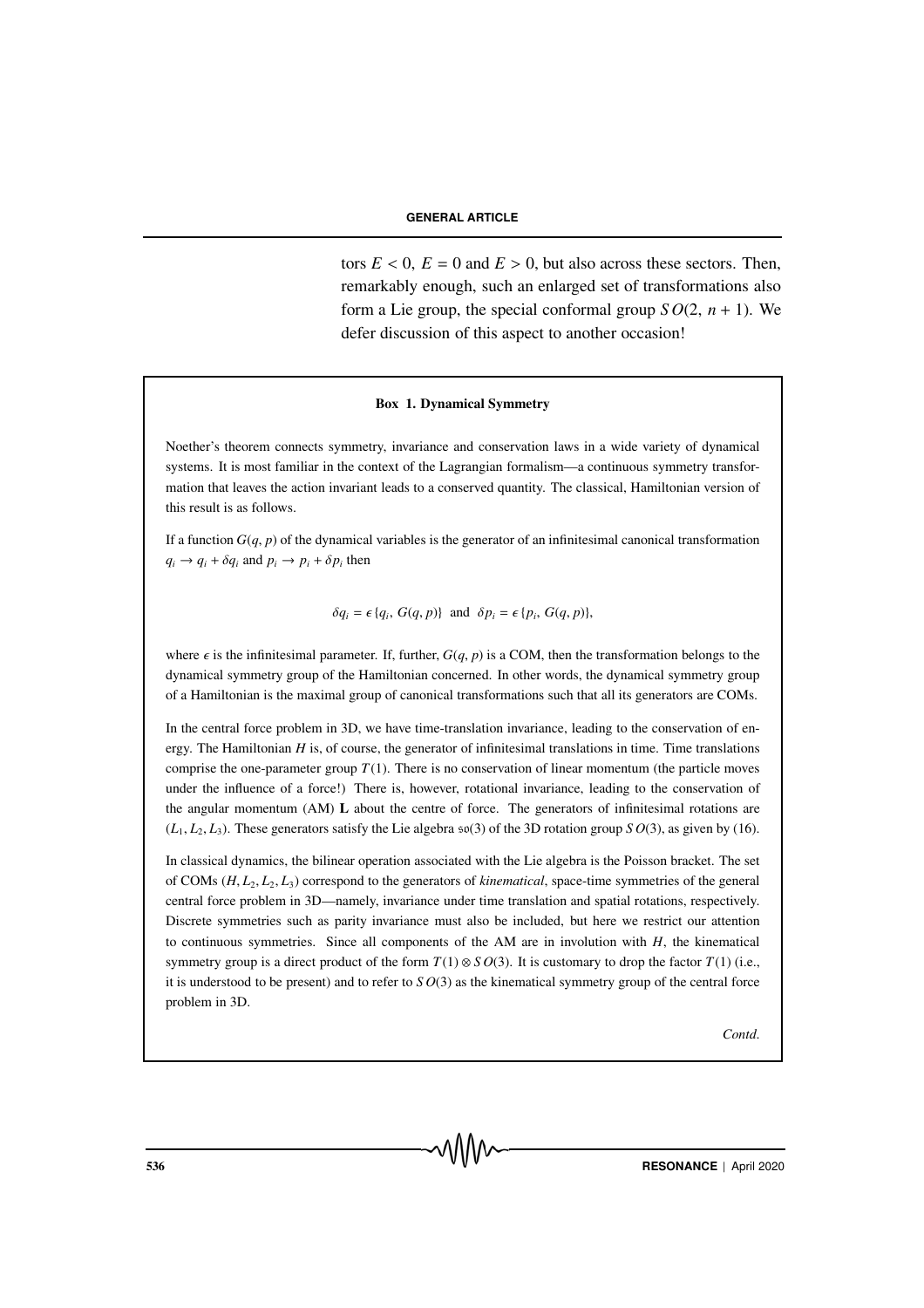tors $E < 0$, $E = 0$ and $E > 0$, but also across these sectors. Then, remarkably enough, such an enlarged set of transformations also form a Lie group, the special conformal group $SO(2, n + 1)$. We defer discussion of this aspect to another occasion!

### Box 1. Dynamical Symmetry

Noether's theorem connects symmetry, invariance and conservation laws in a wide variety of dynamical systems. It is most familiar in the context of the Lagrangian formalism—a continuous symmetry transformation that leaves the action invariant leads to a conserved quantity. The classical, Hamiltonian version of this result is as follows.

If a function $G(q, p)$ of the dynamical variables is the generator of an infinitesimal canonical transformation $q_i \to q_i + \delta q_i$ and $p_i \to p_i + \delta p_i$ then

$$\delta q_i = \epsilon \{q_i, G(q, p)\} \text{ and } \delta p_i = \epsilon \{p_i, G(q, p)\},$$

where $\epsilon$ is the infinitesimal parameter. If, further, $G(q, p)$ is a COM, then the transformation belongs to the dynamical symmetry group of the Hamiltonian concerned. In other words, the dynamical symmetry group of a Hamiltonian is the maximal group of canonical transformations such that all its generators are COMs.

In the central force problem in 3D, we have time-translation invariance, leading to the conservation of energy. The Hamiltonian $H$ is, of course, the generator of infinitesimal translations in time. Time translations comprise the one-parameter group $T(1)$. There is no conservation of linear momentum (the particle moves under the influence of a force!) There is, however, rotational invariance, leading to the conservation of the angular momentum (AM) $\mathbf{L}$ about the centre of force. The generators of infinitesimal rotations are $(L_1, L_2, L_3)$. These generators satisfy the Lie algebra $\mathfrak{so}(3)$ of the 3D rotation group $SO(3)$, as given by (16).

In classical dynamics, the bilinear operation associated with the Lie algebra is the Poisson bracket. The set of COMs $(H, L_2, L_2, L_3)$ correspond to the generators of *kinematical*, space-time symmetries of the general central force problem in 3D—namely, invariance under time translation and spatial rotations, respectively. Discrete symmetries such as parity invariance must also be included, but here we restrict our attention to continuous symmetries. Since all components of the AM are in involution with $H$, the kinematical symmetry group is a direct product of the form $T(1) \otimes SO(3)$. It is customary to drop the factor $T(1)$ (i.e., it is understood to be present) and to refer to $SO(3)$ as the kinematical symmetry group of the central force problem in 3D.

*Contd.*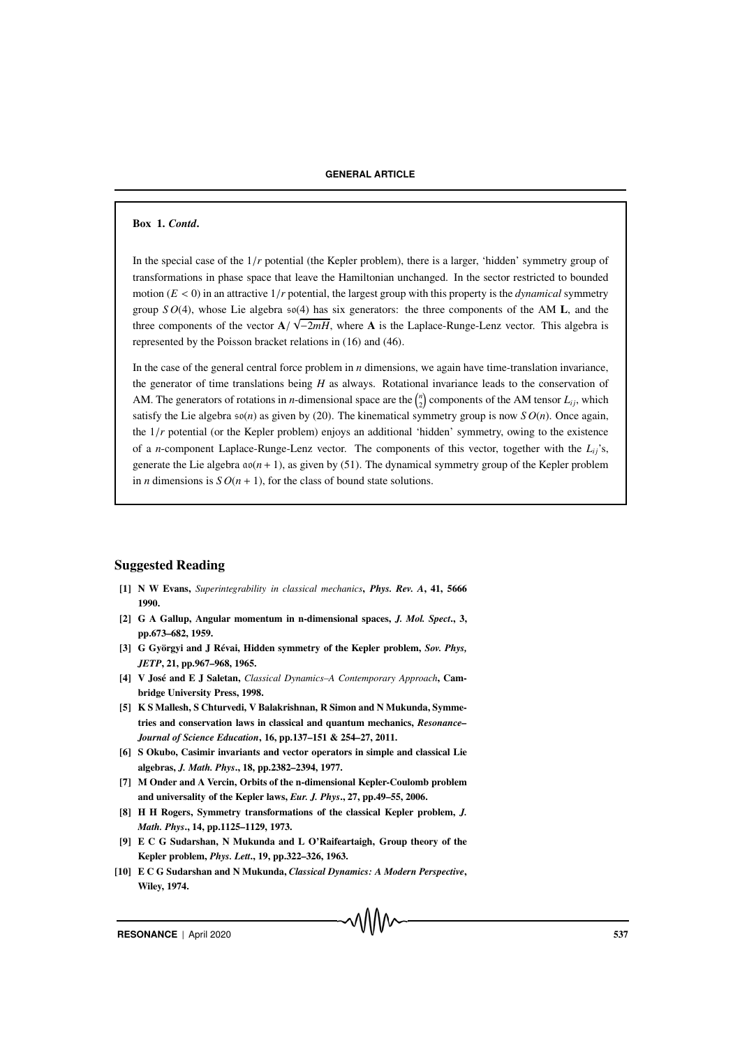**Box 1. *Contd*.**

In the special case of the $1/r$ potential (the Kepler problem), there is a larger, 'hidden' symmetry group of transformations in phase space that leave the Hamiltonian unchanged. In the sector restricted to bounded motion ($E < 0$) in an attractive $1/r$ potential, the largest group with this property is the *dynamical* symmetry group $SO(4)$, whose Lie algebra $\mathfrak{so}(4)$ has six generators: the three components of the AM $\mathbf{L}$, and the three components of the vector $\mathbf{A}/\sqrt{-2mH}$, where $\mathbf{A}$ is the Laplace-Runge-Lenz vector. This algebra is represented by the Poisson bracket relations in (16) and (46).

In the case of the general central force problem in $n$ dimensions, we again have time-translation invariance, the generator of time translations being $H$ as always. Rotational invariance leads to the conservation of AM. The generators of rotations in $n$-dimensional space are the $\binom{n}{2}$ components of the AM tensor $L_{ij}$, which satisfy the Lie algebra $\mathfrak{so}(n)$ as given by (20). The kinematical symmetry group is now $SO(n)$. Once again, the $1/r$ potential (or the Kepler problem) enjoys an additional 'hidden' symmetry, owing to the existence of a $n$-component Laplace-Runge-Lenz vector. The components of this vector, together with the $L_{ij}$'s, generate the Lie algebra $\mathfrak{so}(n+1)$, as given by (51). The dynamical symmetry group of the Kepler problem in $n$ dimensions is $SO(n+1)$, for the class of bound state solutions.

## Suggested Reading

- **[1] N W Evans,** *Superintegrability in classical mechanics*, ***Phys. Rev. A*, 41, 5666 1990.**
- **[2] G A Gallup, Angular momentum in n-dimensional spaces, *J. Mol. Spect*., 3, pp.673–682, 1959.**
- **[3] G Györgyi and J Révai, Hidden symmetry of the Kepler problem, *Sov. Phys, JETP*, 21, pp.967–968, 1965.**
- **[4] V José and E J Saletan,** *Classical Dynamics–A Contemporary Approach*, **Cambridge University Press, 1998.**
- **[5] K S Mallesh, S Chturvedi, V Balakrishnan, R Simon and N Mukunda, Symmetries and conservation laws in classical and quantum mechanics, *Resonance–Journal of Science Education*, 16, pp.137–151 & 254–27, 2011.**
- **[6] S Okubo, Casimir invariants and vector operators in simple and classical Lie algebras, *J. Math. Phys*., 18, pp.2382–2394, 1977.**
- **[7] M Onder and A Vercin, Orbits of the n-dimensional Kepler-Coulomb problem and universality of the Kepler laws, *Eur. J. Phys*., 27, pp.49–55, 2006.**
- **[8] H H Rogers, Symmetry transformations of the classical Kepler problem, *J. Math. Phys*., 14, pp.1125–1129, 1973.**
- **[9] E C G Sudarshan, N Mukunda and L O'Raifeartaigh, Group theory of the Kepler problem, *Phys. Lett*., 19, pp.322–326, 1963.**
- **[10] E C G Sudarshan and N Mukunda, *Classical Dynamics: A Modern Perspective*, Wiley, 1974.**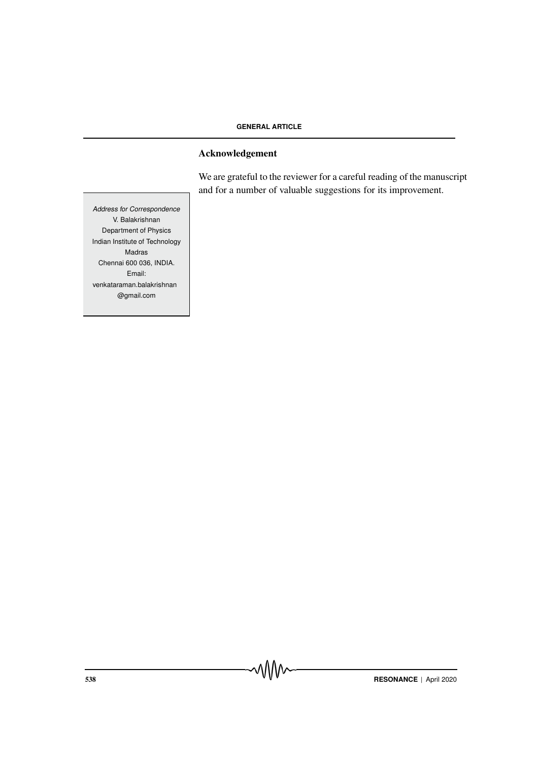## Acknowledgement

We are grateful to the reviewer for a careful reading of the manuscript and for a number of valuable suggestions for its improvement.

*Address for Correspondence*
V. Balakrishnan
Department of Physics
Indian Institute of Technology
Madras
Chennai 600 036, INDIA.
Email:
venkataraman.balakrishnan
@gmail.com